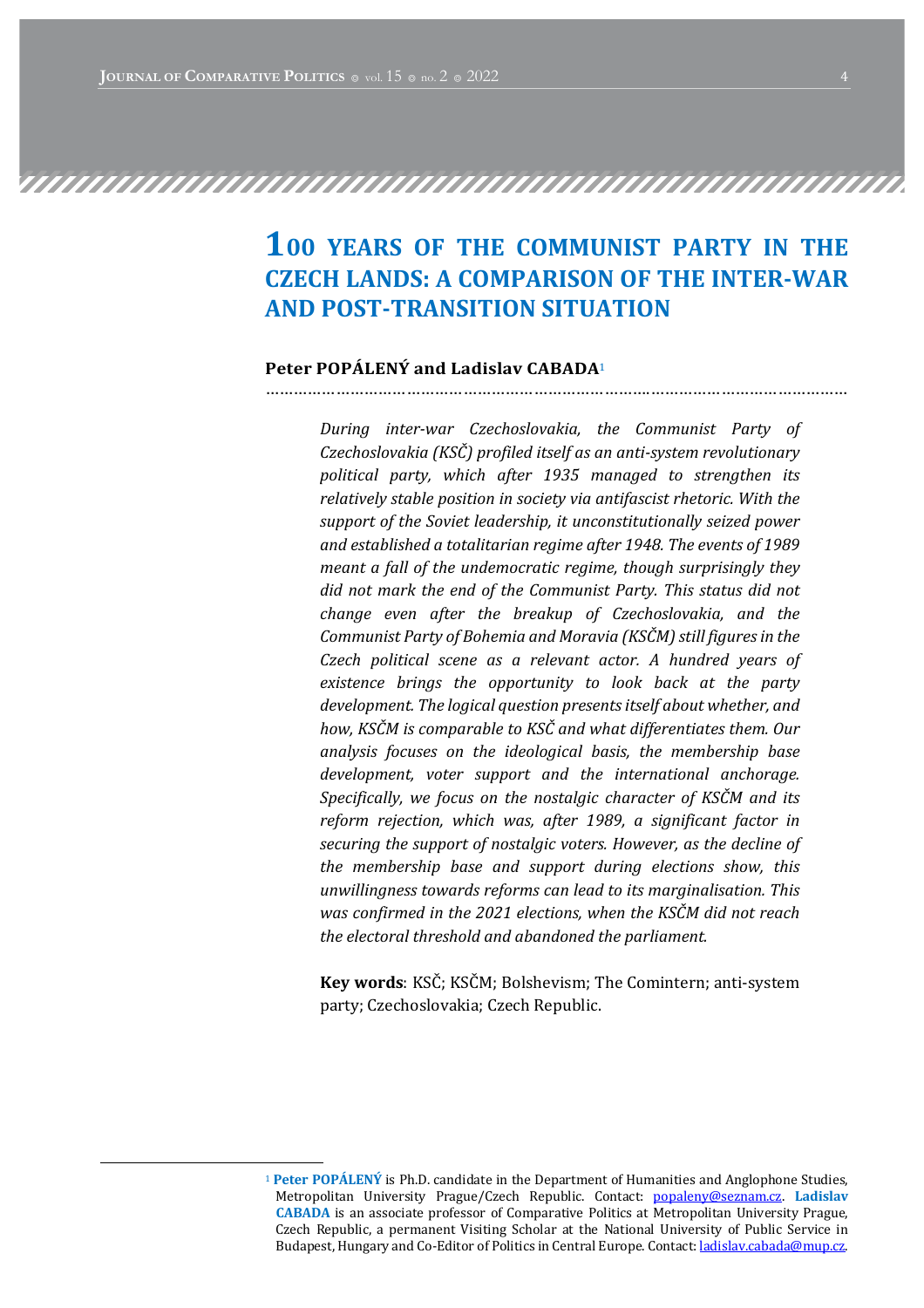# 100 YEARS OF THE COMMUNIST PARTY IN THE CZECH LANDS: A COMPARISON OF THE INTER-WAR AND POST-TRANSITION SITUATION

**Peter POPÁLENÝ and Ladislav CABADA**[1]

*During inter-war Czechoslovakia, the Communist Party of Czechoslovakia (KSČ) profiled itself as an anti-system revolutionary political party, which after 1935 managed to strengthen its relatively stable position in society via antifascist rhetoric. With the support of the Soviet leadership, it unconstitutionally seized power and established a totalitarian regime after 1948. The events of 1989 meant a fall of the undemocratic regime, though surprisingly they did not mark the end of the Communist Party. This status did not change even after the breakup of Czechoslovakia, and the Communist Party of Bohemia and Moravia (KSČM) still figures in the Czech political scene as a relevant actor. A hundred years of existence brings the opportunity to look back at the party development. The logical question presents itself about whether, and how, KSČM is comparable to KSČ and what differentiates them. Our analysis focuses on the ideological basis, the membership base development, voter support and the international anchorage. Specifically, we focus on the nostalgic character of KSČM and its reform rejection, which was, after 1989, a significant factor in securing the support of nostalgic voters. However, as the decline of the membership base and support during elections show, this unwillingness towards reforms can lead to its marginalisation. This was confirmed in the 2021 elections, when the KSČM did not reach the electoral threshold and abandoned the parliament.*

**Key words**: KSČ; KSČM; Bolshevism; The Comintern; anti-system party; Czechoslovakia; Czech Republic.

---

[1] **Peter POPÁLENÝ** is Ph.D. candidate in the Department of Humanities and Anglophone Studies, Metropolitan University Prague/Czech Republic. Contact: popaleny@seznam.cz. **Ladislav CABADA** is an associate professor of Comparative Politics at Metropolitan University Prague, Czech Republic, a permanent Visiting Scholar at the National University of Public Service in Budapest, Hungary and Co-Editor of Politics in Central Europe. Contact: ladislav.cabada@mup.cz.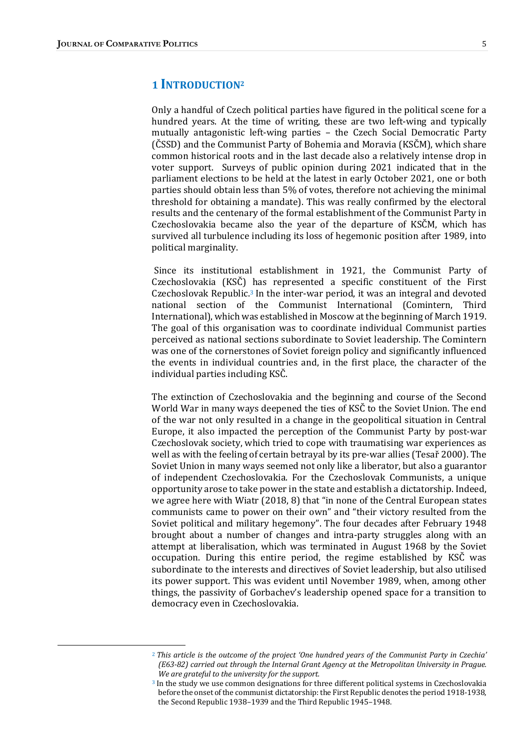## 1 INTRODUCTION[2]

Only a handful of Czech political parties have figured in the political scene for a hundred years. At the time of writing, these are two left-wing and typically mutually antagonistic left-wing parties – the Czech Social Democratic Party (ČSSD) and the Communist Party of Bohemia and Moravia (KSČM), which share common historical roots and in the last decade also a relatively intense drop in voter support. Surveys of public opinion during 2021 indicated that in the parliament elections to be held at the latest in early October 2021, one or both parties should obtain less than 5% of votes, therefore not achieving the minimal threshold for obtaining a mandate). This was really confirmed by the electoral results and the centenary of the formal establishment of the Communist Party in Czechoslovakia became also the year of the departure of KSČM, which has survived all turbulence including its loss of hegemonic position after 1989, into political marginality.

Since its institutional establishment in 1921, the Communist Party of Czechoslovakia (KSČ) has represented a specific constituent of the First Czechoslovak Republic.[3] In the inter-war period, it was an integral and devoted national section of the Communist International (Comintern, Third International), which was established in Moscow at the beginning of March 1919. The goal of this organisation was to coordinate individual Communist parties perceived as national sections subordinate to Soviet leadership. The Comintern was one of the cornerstones of Soviet foreign policy and significantly influenced the events in individual countries and, in the first place, the character of the individual parties including KSČ.

The extinction of Czechoslovakia and the beginning and course of the Second World War in many ways deepened the ties of KSČ to the Soviet Union. The end of the war not only resulted in a change in the geopolitical situation in Central Europe, it also impacted the perception of the Communist Party by post-war Czechoslovak society, which tried to cope with traumatising war experiences as well as with the feeling of certain betrayal by its pre-war allies (Tesař 2000). The Soviet Union in many ways seemed not only like a liberator, but also a guarantor of independent Czechoslovakia. For the Czechoslovak Communists, a unique opportunity arose to take power in the state and establish a dictatorship. Indeed, we agree here with Wiatr (2018, 8) that "in none of the Central European states communists came to power on their own" and "their victory resulted from the Soviet political and military hegemony". The four decades after February 1948 brought about a number of changes and intra-party struggles along with an attempt at liberalisation, which was terminated in August 1968 by the Soviet occupation. During this entire period, the regime established by KSČ was subordinate to the interests and directives of Soviet leadership, but also utilised its power support. This was evident until November 1989, when, among other things, the passivity of Gorbachev's leadership opened space for a transition to democracy even in Czechoslovakia.

---

[2] *This article is the outcome of the project 'One hundred years of the Communist Party in Czechia' (E63-82) carried out through the Internal Grant Agency at the Metropolitan University in Prague. We are grateful to the university for the support.*

[3] In the study we use common designations for three different political systems in Czechoslovakia before the onset of the communist dictatorship: the First Republic denotes the period 1918-1938, the Second Republic 1938–1939 and the Third Republic 1945–1948.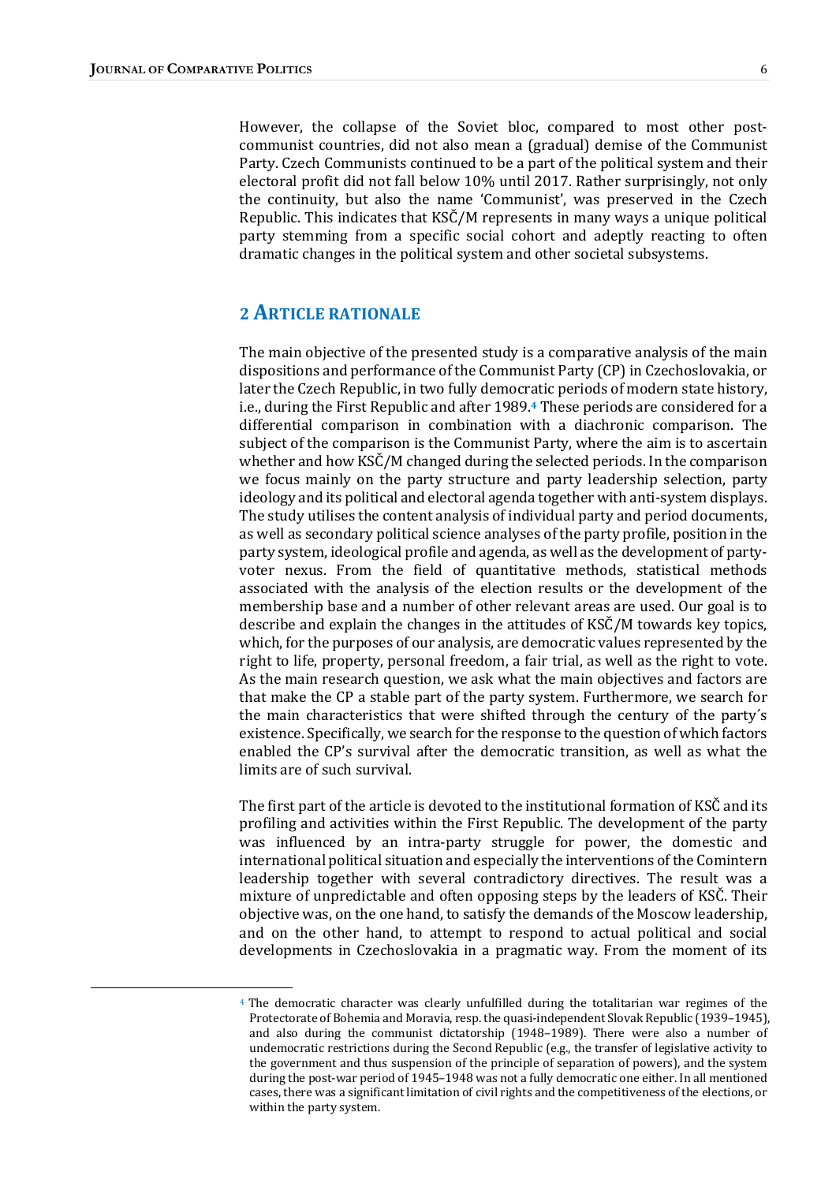However, the collapse of the Soviet bloc, compared to most other post-communist countries, did not also mean a (gradual) demise of the Communist Party. Czech Communists continued to be a part of the political system and their electoral profit did not fall below 10% until 2017. Rather surprisingly, not only the continuity, but also the name 'Communist', was preserved in the Czech Republic. This indicates that KSČ/M represents in many ways a unique political party stemming from a specific social cohort and adeptly reacting to often dramatic changes in the political system and other societal subsystems.

## 2 Article Rationale

The main objective of the presented study is a comparative analysis of the main dispositions and performance of the Communist Party (CP) in Czechoslovakia, or later the Czech Republic, in two fully democratic periods of modern state history, i.e., during the First Republic and after 1989.[4] These periods are considered for a differential comparison in combination with a diachronic comparison. The subject of the comparison is the Communist Party, where the aim is to ascertain whether and how KSČ/M changed during the selected periods. In the comparison we focus mainly on the party structure and party leadership selection, party ideology and its political and electoral agenda together with anti-system displays. The study utilises the content analysis of individual party and period documents, as well as secondary political science analyses of the party profile, position in the party system, ideological profile and agenda, as well as the development of party-voter nexus. From the field of quantitative methods, statistical methods associated with the analysis of the election results or the development of the membership base and a number of other relevant areas are used. Our goal is to describe and explain the changes in the attitudes of KSČ/M towards key topics, which, for the purposes of our analysis, are democratic values represented by the right to life, property, personal freedom, a fair trial, as well as the right to vote. As the main research question, we ask what the main objectives and factors are that make the CP a stable part of the party system. Furthermore, we search for the main characteristics that were shifted through the century of the party´s existence. Specifically, we search for the response to the question of which factors enabled the CP's survival after the democratic transition, as well as what the limits are of such survival.

The first part of the article is devoted to the institutional formation of KSČ and its profiling and activities within the First Republic. The development of the party was influenced by an intra-party struggle for power, the domestic and international political situation and especially the interventions of the Comintern leadership together with several contradictory directives. The result was a mixture of unpredictable and often opposing steps by the leaders of KSČ. Their objective was, on the one hand, to satisfy the demands of the Moscow leadership, and on the other hand, to attempt to respond to actual political and social developments in Czechoslovakia in a pragmatic way. From the moment of its

[4] The democratic character was clearly unfulfilled during the totalitarian war regimes of the Protectorate of Bohemia and Moravia, resp. the quasi-independent Slovak Republic (1939–1945), and also during the communist dictatorship (1948–1989). There were also a number of undemocratic restrictions during the Second Republic (e.g., the transfer of legislative activity to the government and thus suspension of the principle of separation of powers), and the system during the post-war period of 1945–1948 was not a fully democratic one either. In all mentioned cases, there was a significant limitation of civil rights and the competitiveness of the elections, or within the party system.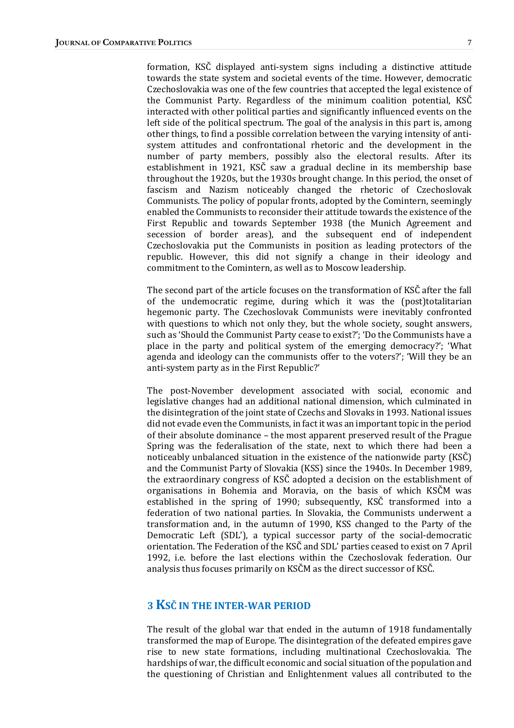formation, KSČ displayed anti-system signs including a distinctive attitude towards the state system and societal events of the time. However, democratic Czechoslovakia was one of the few countries that accepted the legal existence of the Communist Party. Regardless of the minimum coalition potential, KSČ interacted with other political parties and significantly influenced events on the left side of the political spectrum. The goal of the analysis in this part is, among other things, to find a possible correlation between the varying intensity of anti-system attitudes and confrontational rhetoric and the development in the number of party members, possibly also the electoral results. After its establishment in 1921, KSČ saw a gradual decline in its membership base throughout the 1920s, but the 1930s brought change. In this period, the onset of fascism and Nazism noticeably changed the rhetoric of Czechoslovak Communists. The policy of popular fronts, adopted by the Comintern, seemingly enabled the Communists to reconsider their attitude towards the existence of the First Republic and towards September 1938 (the Munich Agreement and secession of border areas), and the subsequent end of independent Czechoslovakia put the Communists in position as leading protectors of the republic. However, this did not signify a change in their ideology and commitment to the Comintern, as well as to Moscow leadership.

The second part of the article focuses on the transformation of KSČ after the fall of the undemocratic regime, during which it was the (post)totalitarian hegemonic party. The Czechoslovak Communists were inevitably confronted with questions to which not only they, but the whole society, sought answers, such as 'Should the Communist Party cease to exist?'; 'Do the Communists have a place in the party and political system of the emerging democracy?'; 'What agenda and ideology can the communists offer to the voters?'; 'Will they be an anti-system party as in the First Republic?'

The post-November development associated with social, economic and legislative changes had an additional national dimension, which culminated in the disintegration of the joint state of Czechs and Slovaks in 1993. National issues did not evade even the Communists, in fact it was an important topic in the period of their absolute dominance – the most apparent preserved result of the Prague Spring was the federalisation of the state, next to which there had been a noticeably unbalanced situation in the existence of the nationwide party (KSČ) and the Communist Party of Slovakia (KSS) since the 1940s. In December 1989, the extraordinary congress of KSČ adopted a decision on the establishment of organisations in Bohemia and Moravia, on the basis of which KSČM was established in the spring of 1990; subsequently, KSČ transformed into a federation of two national parties. In Slovakia, the Communists underwent a transformation and, in the autumn of 1990, KSS changed to the Party of the Democratic Left (SDL'), a typical successor party of the social-democratic orientation. The Federation of the KSČ and SDL' parties ceased to exist on 7 April 1992, i.e. before the last elections within the Czechoslovak federation. Our analysis thus focuses primarily on KSČM as the direct successor of KSČ.

## 3 KSČ IN THE INTER-WAR PERIOD

The result of the global war that ended in the autumn of 1918 fundamentally transformed the map of Europe. The disintegration of the defeated empires gave rise to new state formations, including multinational Czechoslovakia. The hardships of war, the difficult economic and social situation of the population and the questioning of Christian and Enlightenment values all contributed to the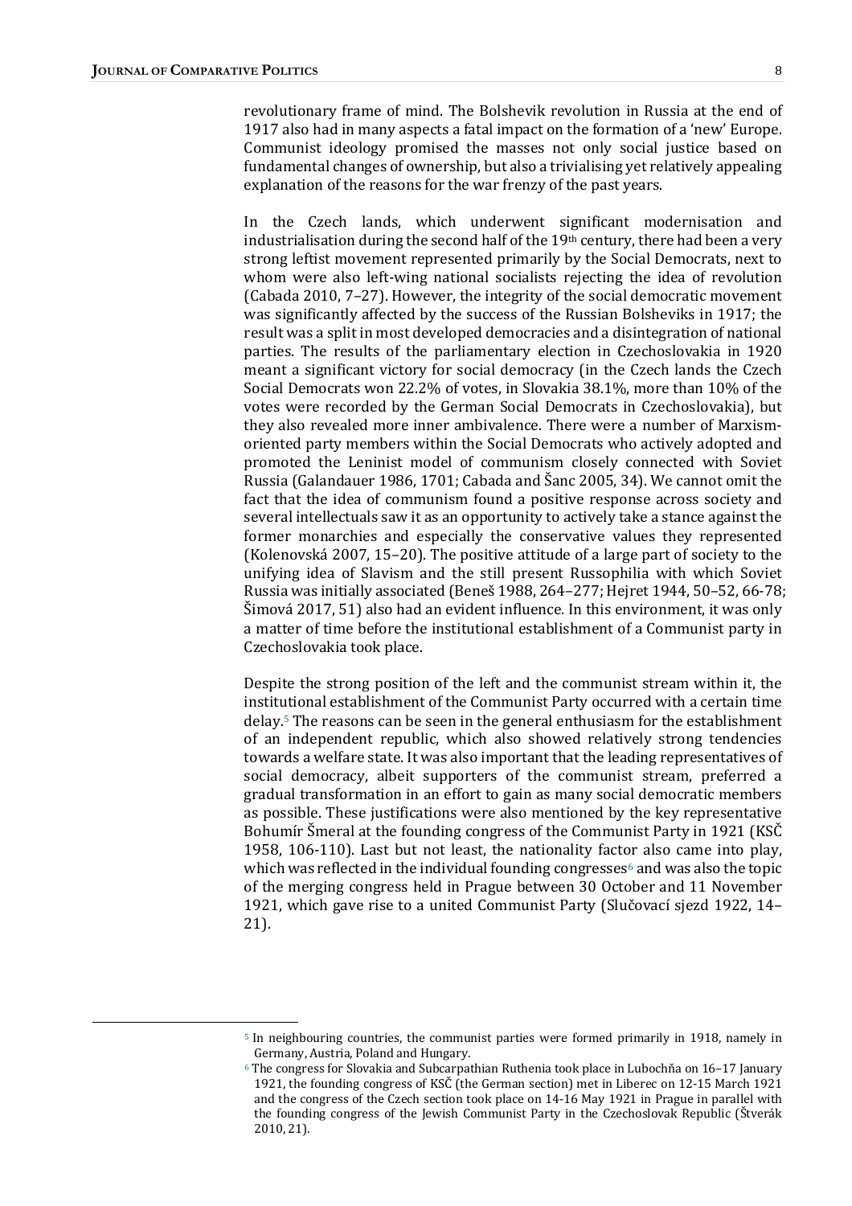revolutionary frame of mind. The Bolshevik revolution in Russia at the end of 1917 also had in many aspects a fatal impact on the formation of a 'new' Europe. Communist ideology promised the masses not only social justice based on fundamental changes of ownership, but also a trivialising yet relatively appealing explanation of the reasons for the war frenzy of the past years.

In the Czech lands, which underwent significant modernisation and industrialisation during the second half of the 19th century, there had been a very strong leftist movement represented primarily by the Social Democrats, next to whom were also left-wing national socialists rejecting the idea of revolution (Cabada 2010, 7–27). However, the integrity of the social democratic movement was significantly affected by the success of the Russian Bolsheviks in 1917; the result was a split in most developed democracies and a disintegration of national parties. The results of the parliamentary election in Czechoslovakia in 1920 meant a significant victory for social democracy (in the Czech lands the Czech Social Democrats won 22.2% of votes, in Slovakia 38.1%, more than 10% of the votes were recorded by the German Social Democrats in Czechoslovakia), but they also revealed more inner ambivalence. There were a number of Marxism-oriented party members within the Social Democrats who actively adopted and promoted the Leninist model of communism closely connected with Soviet Russia (Galandauer 1986, 1701; Cabada and Šanc 2005, 34). We cannot omit the fact that the idea of communism found a positive response across society and several intellectuals saw it as an opportunity to actively take a stance against the former monarchies and especially the conservative values they represented (Kolenovská 2007, 15–20). The positive attitude of a large part of society to the unifying idea of Slavism and the still present Russophilia with which Soviet Russia was initially associated (Beneš 1988, 264–277; Hejret 1944, 50–52, 66-78; Šimová 2017, 51) also had an evident influence. In this environment, it was only a matter of time before the institutional establishment of a Communist party in Czechoslovakia took place.

Despite the strong position of the left and the communist stream within it, the institutional establishment of the Communist Party occurred with a certain time delay.[5] The reasons can be seen in the general enthusiasm for the establishment of an independent republic, which also showed relatively strong tendencies towards a welfare state. It was also important that the leading representatives of social democracy, albeit supporters of the communist stream, preferred a gradual transformation in an effort to gain as many social democratic members as possible. These justifications were also mentioned by the key representative Bohumír Šmeral at the founding congress of the Communist Party in 1921 (KSČ 1958, 106-110). Last but not least, the nationality factor also came into play, which was reflected in the individual founding congresses[6] and was also the topic of the merging congress held in Prague between 30 October and 11 November 1921, which gave rise to a united Communist Party (Slučovací sjezd 1922, 14–21).

---

[5] In neighbouring countries, the communist parties were formed primarily in 1918, namely in Germany, Austria, Poland and Hungary.

[6] The congress for Slovakia and Subcarpathian Ruthenia took place in Lubochňa on 16–17 January 1921, the founding congress of KSČ (the German section) met in Liberec on 12-15 March 1921 and the congress of the Czech section took place on 14-16 May 1921 in Prague in parallel with the founding congress of the Jewish Communist Party in the Czechoslovak Republic (Štverák 2010, 21).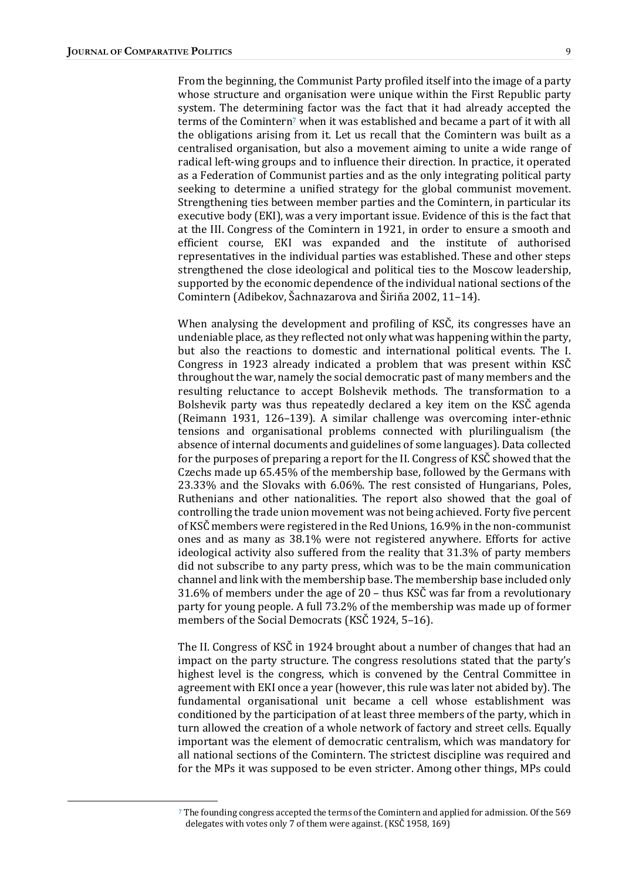From the beginning, the Communist Party profiled itself into the image of a party whose structure and organisation were unique within the First Republic party system. The determining factor was the fact that it had already accepted the terms of the Comintern[7] when it was established and became a part of it with all the obligations arising from it. Let us recall that the Comintern was built as a centralised organisation, but also a movement aiming to unite a wide range of radical left-wing groups and to influence their direction. In practice, it operated as a Federation of Communist parties and as the only integrating political party seeking to determine a unified strategy for the global communist movement. Strengthening ties between member parties and the Comintern, in particular its executive body (EKI), was a very important issue. Evidence of this is the fact that at the III. Congress of the Comintern in 1921, in order to ensure a smooth and efficient course, EKI was expanded and the institute of authorised representatives in the individual parties was established. These and other steps strengthened the close ideological and political ties to the Moscow leadership, supported by the economic dependence of the individual national sections of the Comintern (Adibekov, Šachnazarova and Širiňa 2002, 11–14).

When analysing the development and profiling of KSČ, its congresses have an undeniable place, as they reflected not only what was happening within the party, but also the reactions to domestic and international political events. The I. Congress in 1923 already indicated a problem that was present within KSČ throughout the war, namely the social democratic past of many members and the resulting reluctance to accept Bolshevik methods. The transformation to a Bolshevik party was thus repeatedly declared a key item on the KSČ agenda (Reimann 1931, 126–139). A similar challenge was overcoming inter-ethnic tensions and organisational problems connected with plurilingualism (the absence of internal documents and guidelines of some languages). Data collected for the purposes of preparing a report for the II. Congress of KSČ showed that the Czechs made up 65.45% of the membership base, followed by the Germans with 23.33% and the Slovaks with 6.06%. The rest consisted of Hungarians, Poles, Ruthenians and other nationalities. The report also showed that the goal of controlling the trade union movement was not being achieved. Forty five percent of KSČ members were registered in the Red Unions, 16.9% in the non-communist ones and as many as 38.1% were not registered anywhere. Efforts for active ideological activity also suffered from the reality that 31.3% of party members did not subscribe to any party press, which was to be the main communication channel and link with the membership base. The membership base included only 31.6% of members under the age of 20 – thus KSČ was far from a revolutionary party for young people. A full 73.2% of the membership was made up of former members of the Social Democrats (KSČ 1924, 5–16).

The II. Congress of KSČ in 1924 brought about a number of changes that had an impact on the party structure. The congress resolutions stated that the party's highest level is the congress, which is convened by the Central Committee in agreement with EKI once a year (however, this rule was later not abided by). The fundamental organisational unit became a cell whose establishment was conditioned by the participation of at least three members of the party, which in turn allowed the creation of a whole network of factory and street cells. Equally important was the element of democratic centralism, which was mandatory for all national sections of the Comintern. The strictest discipline was required and for the MPs it was supposed to be even stricter. Among other things, MPs could

[7] The founding congress accepted the terms of the Comintern and applied for admission. Of the 569 delegates with votes only 7 of them were against. (KSČ 1958, 169)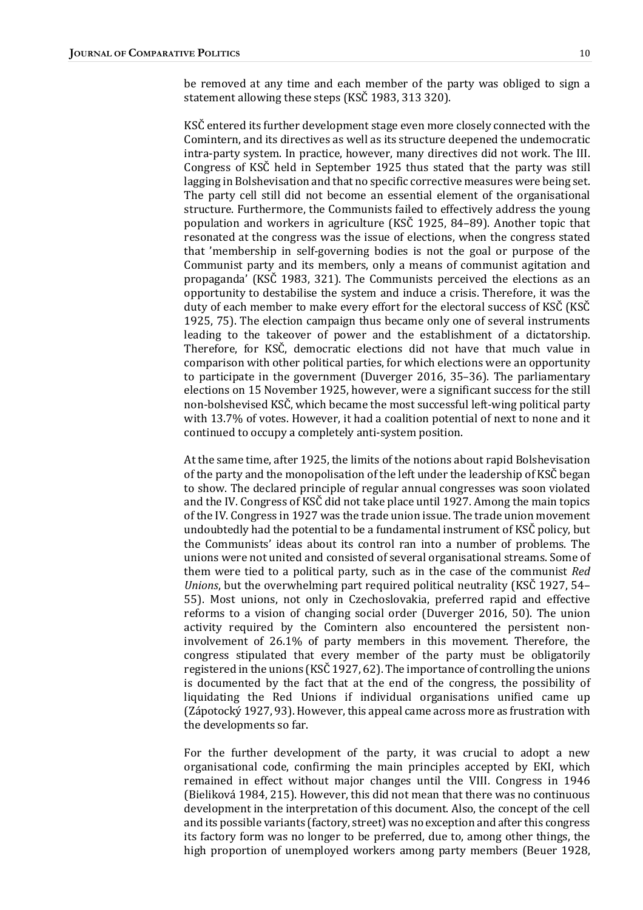be removed at any time and each member of the party was obliged to sign a statement allowing these steps (KSČ 1983, 313 320).

KSČ entered its further development stage even more closely connected with the Comintern, and its directives as well as its structure deepened the undemocratic intra-party system. In practice, however, many directives did not work. The III. Congress of KSČ held in September 1925 thus stated that the party was still lagging in Bolshevisation and that no specific corrective measures were being set. The party cell still did not become an essential element of the organisational structure. Furthermore, the Communists failed to effectively address the young population and workers in agriculture (KSČ 1925, 84–89). Another topic that resonated at the congress was the issue of elections, when the congress stated that 'membership in self-governing bodies is not the goal or purpose of the Communist party and its members, only a means of communist agitation and propaganda' (KSČ 1983, 321). The Communists perceived the elections as an opportunity to destabilise the system and induce a crisis. Therefore, it was the duty of each member to make every effort for the electoral success of KSČ (KSČ 1925, 75). The election campaign thus became only one of several instruments leading to the takeover of power and the establishment of a dictatorship. Therefore, for KSČ, democratic elections did not have that much value in comparison with other political parties, for which elections were an opportunity to participate in the government (Duverger 2016, 35–36). The parliamentary elections on 15 November 1925, however, were a significant success for the still non-bolshevised KSČ, which became the most successful left-wing political party with 13.7% of votes. However, it had a coalition potential of next to none and it continued to occupy a completely anti-system position.

At the same time, after 1925, the limits of the notions about rapid Bolshevisation of the party and the monopolisation of the left under the leadership of KSČ began to show. The declared principle of regular annual congresses was soon violated and the IV. Congress of KSČ did not take place until 1927. Among the main topics of the IV. Congress in 1927 was the trade union issue. The trade union movement undoubtedly had the potential to be a fundamental instrument of KSČ policy, but the Communists' ideas about its control ran into a number of problems. The unions were not united and consisted of several organisational streams. Some of them were tied to a political party, such as in the case of the communist *Red Unions*, but the overwhelming part required political neutrality (KSČ 1927, 54–55). Most unions, not only in Czechoslovakia, preferred rapid and effective reforms to a vision of changing social order (Duverger 2016, 50). The union activity required by the Comintern also encountered the persistent non-involvement of 26.1% of party members in this movement. Therefore, the congress stipulated that every member of the party must be obligatorily registered in the unions (KSČ 1927, 62). The importance of controlling the unions is documented by the fact that at the end of the congress, the possibility of liquidating the Red Unions if individual organisations unified came up (Zápotocký 1927, 93). However, this appeal came across more as frustration with the developments so far.

For the further development of the party, it was crucial to adopt a new organisational code, confirming the main principles accepted by EKI, which remained in effect without major changes until the VIII. Congress in 1946 (Bieliková 1984, 215). However, this did not mean that there was no continuous development in the interpretation of this document. Also, the concept of the cell and its possible variants (factory, street) was no exception and after this congress its factory form was no longer to be preferred, due to, among other things, the high proportion of unemployed workers among party members (Beuer 1928,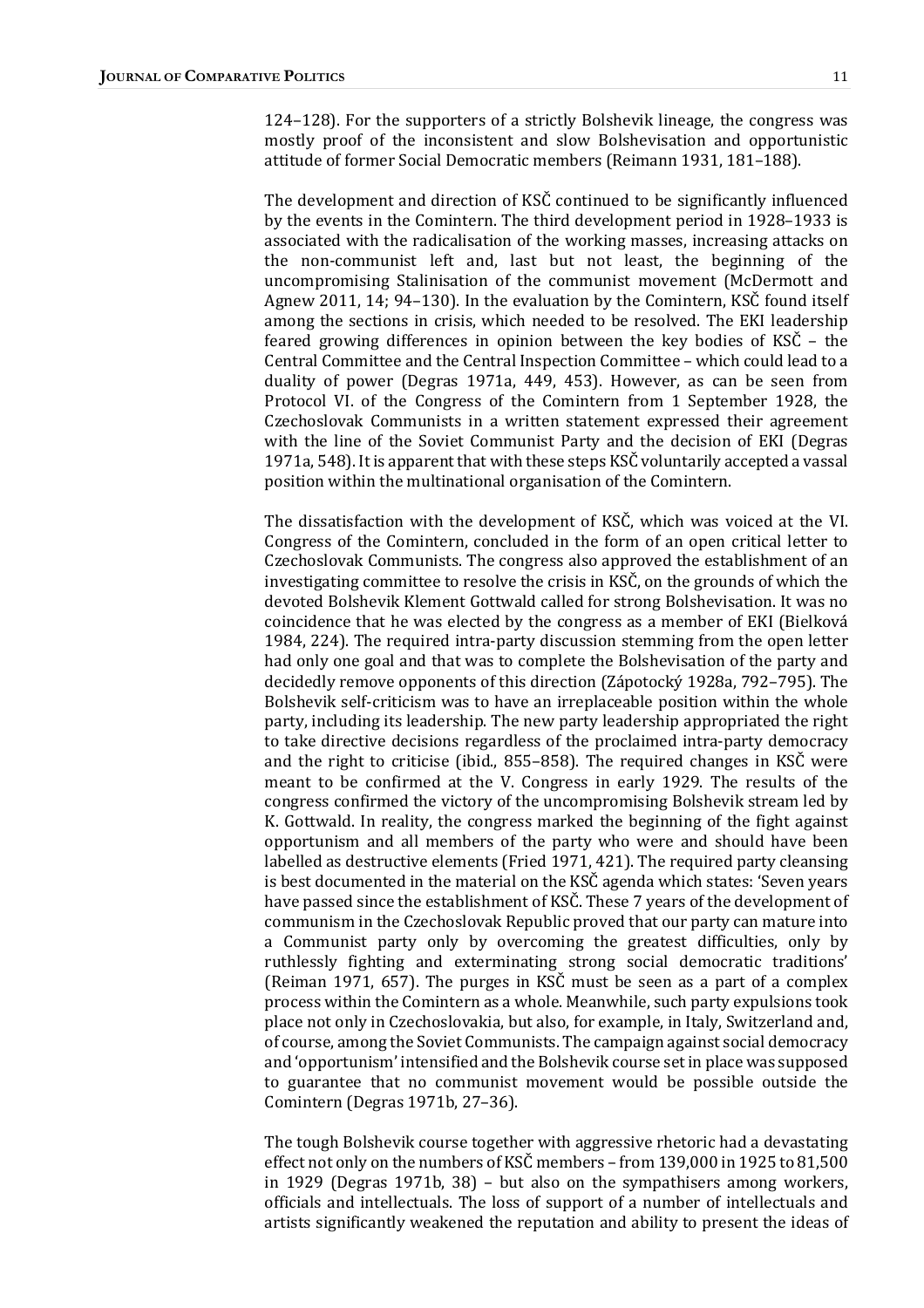124–128). For the supporters of a strictly Bolshevik lineage, the congress was mostly proof of the inconsistent and slow Bolshevisation and opportunistic attitude of former Social Democratic members (Reimann 1931, 181–188).

The development and direction of KSČ continued to be significantly influenced by the events in the Comintern. The third development period in 1928–1933 is associated with the radicalisation of the working masses, increasing attacks on the non-communist left and, last but not least, the beginning of the uncompromising Stalinisation of the communist movement (McDermott and Agnew 2011, 14; 94–130). In the evaluation by the Comintern, KSČ found itself among the sections in crisis, which needed to be resolved. The EKI leadership feared growing differences in opinion between the key bodies of KSČ – the Central Committee and the Central Inspection Committee – which could lead to a duality of power (Degras 1971a, 449, 453). However, as can be seen from Protocol VI. of the Congress of the Comintern from 1 September 1928, the Czechoslovak Communists in a written statement expressed their agreement with the line of the Soviet Communist Party and the decision of EKI (Degras 1971a, 548). It is apparent that with these steps KSČ voluntarily accepted a vassal position within the multinational organisation of the Comintern.

The dissatisfaction with the development of KSČ, which was voiced at the VI. Congress of the Comintern, concluded in the form of an open critical letter to Czechoslovak Communists. The congress also approved the establishment of an investigating committee to resolve the crisis in KSČ, on the grounds of which the devoted Bolshevik Klement Gottwald called for strong Bolshevisation. It was no coincidence that he was elected by the congress as a member of EKI (Bielková 1984, 224). The required intra-party discussion stemming from the open letter had only one goal and that was to complete the Bolshevisation of the party and decidedly remove opponents of this direction (Zápotocký 1928a, 792–795). The Bolshevik self-criticism was to have an irreplaceable position within the whole party, including its leadership. The new party leadership appropriated the right to take directive decisions regardless of the proclaimed intra-party democracy and the right to criticise (ibid., 855–858). The required changes in KSČ were meant to be confirmed at the V. Congress in early 1929. The results of the congress confirmed the victory of the uncompromising Bolshevik stream led by K. Gottwald. In reality, the congress marked the beginning of the fight against opportunism and all members of the party who were and should have been labelled as destructive elements (Fried 1971, 421). The required party cleansing is best documented in the material on the KSČ agenda which states: 'Seven years have passed since the establishment of KSČ. These 7 years of the development of communism in the Czechoslovak Republic proved that our party can mature into a Communist party only by overcoming the greatest difficulties, only by ruthlessly fighting and exterminating strong social democratic traditions' (Reiman 1971, 657). The purges in KSČ must be seen as a part of a complex process within the Comintern as a whole. Meanwhile, such party expulsions took place not only in Czechoslovakia, but also, for example, in Italy, Switzerland and, of course, among the Soviet Communists. The campaign against social democracy and 'opportunism' intensified and the Bolshevik course set in place was supposed to guarantee that no communist movement would be possible outside the Comintern (Degras 1971b, 27–36).

The tough Bolshevik course together with aggressive rhetoric had a devastating effect not only on the numbers of KSČ members – from 139,000 in 1925 to 81,500 in 1929 (Degras 1971b, 38) – but also on the sympathisers among workers, officials and intellectuals. The loss of support of a number of intellectuals and artists significantly weakened the reputation and ability to present the ideas of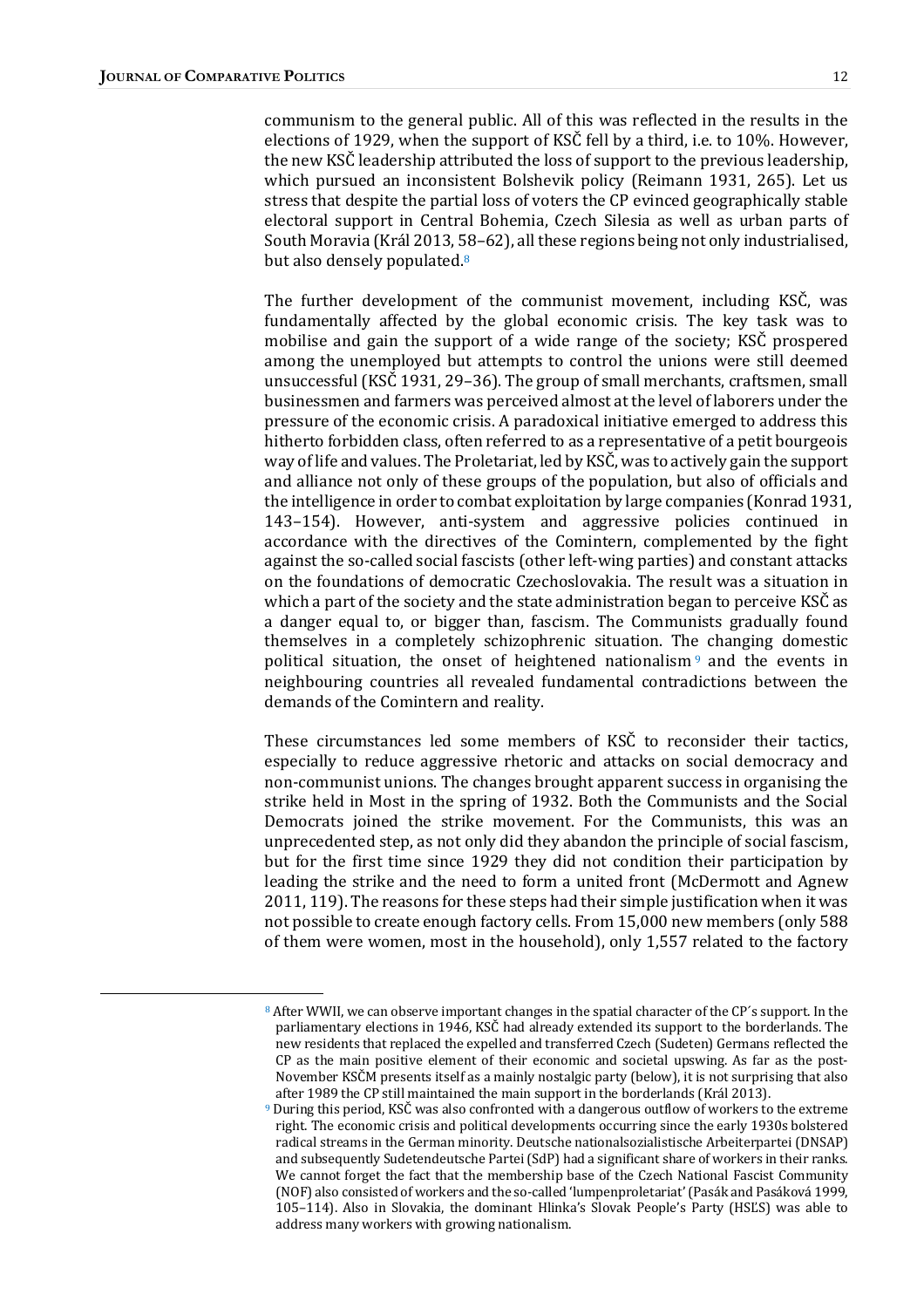communism to the general public. All of this was reflected in the results in the elections of 1929, when the support of KSČ fell by a third, i.e. to 10%. However, the new KSČ leadership attributed the loss of support to the previous leadership, which pursued an inconsistent Bolshevik policy (Reimann 1931, 265). Let us stress that despite the partial loss of voters the CP evinced geographically stable electoral support in Central Bohemia, Czech Silesia as well as urban parts of South Moravia (Král 2013, 58–62), all these regions being not only industrialised, but also densely populated.[8]

The further development of the communist movement, including KSČ, was fundamentally affected by the global economic crisis. The key task was to mobilise and gain the support of a wide range of the society; KSČ prospered among the unemployed but attempts to control the unions were still deemed unsuccessful (KSČ 1931, 29–36). The group of small merchants, craftsmen, small businessmen and farmers was perceived almost at the level of laborers under the pressure of the economic crisis. A paradoxical initiative emerged to address this hitherto forbidden class, often referred to as a representative of a petit bourgeois way of life and values. The Proletariat, led by KSČ, was to actively gain the support and alliance not only of these groups of the population, but also of officials and the intelligence in order to combat exploitation by large companies (Konrad 1931, 143–154). However, anti-system and aggressive policies continued in accordance with the directives of the Comintern, complemented by the fight against the so-called social fascists (other left-wing parties) and constant attacks on the foundations of democratic Czechoslovakia. The result was a situation in which a part of the society and the state administration began to perceive KSČ as a danger equal to, or bigger than, fascism. The Communists gradually found themselves in a completely schizophrenic situation. The changing domestic political situation, the onset of heightened nationalism[9] and the events in neighbouring countries all revealed fundamental contradictions between the demands of the Comintern and reality.

These circumstances led some members of KSČ to reconsider their tactics, especially to reduce aggressive rhetoric and attacks on social democracy and non-communist unions. The changes brought apparent success in organising the strike held in Most in the spring of 1932. Both the Communists and the Social Democrats joined the strike movement. For the Communists, this was an unprecedented step, as not only did they abandon the principle of social fascism, but for the first time since 1929 they did not condition their participation by leading the strike and the need to form a united front (McDermott and Agnew 2011, 119). The reasons for these steps had their simple justification when it was not possible to create enough factory cells. From 15,000 new members (only 588 of them were women, most in the household), only 1,557 related to the factory

[8] After WWII, we can observe important changes in the spatial character of the CP´s support. In the parliamentary elections in 1946, KSČ had already extended its support to the borderlands. The new residents that replaced the expelled and transferred Czech (Sudeten) Germans reflected the CP as the main positive element of their economic and societal upswing. As far as the post-November KSČM presents itself as a mainly nostalgic party (below), it is not surprising that also after 1989 the CP still maintained the main support in the borderlands (Král 2013).

[9] During this period, KSČ was also confronted with a dangerous outflow of workers to the extreme right. The economic crisis and political developments occurring since the early 1930s bolstered radical streams in the German minority. Deutsche nationalsozialistische Arbeiterpartei (DNSAP) and subsequently Sudetendeutsche Partei (SdP) had a significant share of workers in their ranks. We cannot forget the fact that the membership base of the Czech National Fascist Community (NOF) also consisted of workers and the so-called 'lumpenproletariat' (Pasák and Pasáková 1999, 105–114). Also in Slovakia, the dominant Hlinka's Slovak People's Party (HSĽS) was able to address many workers with growing nationalism.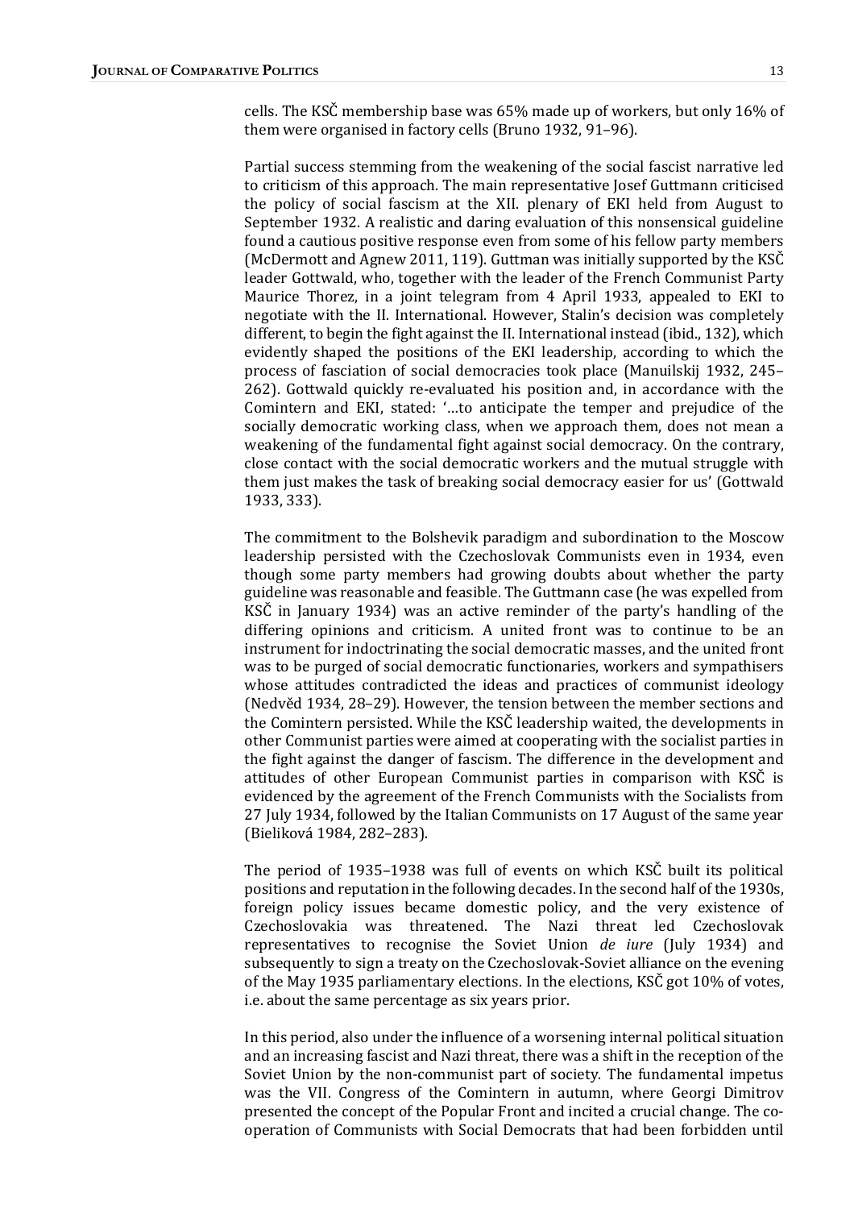cells. The KSČ membership base was 65% made up of workers, but only 16% of them were organised in factory cells (Bruno 1932, 91–96).

Partial success stemming from the weakening of the social fascist narrative led to criticism of this approach. The main representative Josef Guttmann criticised the policy of social fascism at the XII. plenary of EKI held from August to September 1932. A realistic and daring evaluation of this nonsensical guideline found a cautious positive response even from some of his fellow party members (McDermott and Agnew 2011, 119). Guttman was initially supported by the KSČ leader Gottwald, who, together with the leader of the French Communist Party Maurice Thorez, in a joint telegram from 4 April 1933, appealed to EKI to negotiate with the II. International. However, Stalin's decision was completely different, to begin the fight against the II. International instead (ibid., 132), which evidently shaped the positions of the EKI leadership, according to which the process of fasciation of social democracies took place (Manuilskij 1932, 245–262). Gottwald quickly re-evaluated his position and, in accordance with the Comintern and EKI, stated: '…to anticipate the temper and prejudice of the socially democratic working class, when we approach them, does not mean a weakening of the fundamental fight against social democracy. On the contrary, close contact with the social democratic workers and the mutual struggle with them just makes the task of breaking social democracy easier for us' (Gottwald 1933, 333).

The commitment to the Bolshevik paradigm and subordination to the Moscow leadership persisted with the Czechoslovak Communists even in 1934, even though some party members had growing doubts about whether the party guideline was reasonable and feasible. The Guttmann case (he was expelled from KSČ in January 1934) was an active reminder of the party's handling of the differing opinions and criticism. A united front was to continue to be an instrument for indoctrinating the social democratic masses, and the united front was to be purged of social democratic functionaries, workers and sympathisers whose attitudes contradicted the ideas and practices of communist ideology (Nedvěd 1934, 28–29). However, the tension between the member sections and the Comintern persisted. While the KSČ leadership waited, the developments in other Communist parties were aimed at cooperating with the socialist parties in the fight against the danger of fascism. The difference in the development and attitudes of other European Communist parties in comparison with KSČ is evidenced by the agreement of the French Communists with the Socialists from 27 July 1934, followed by the Italian Communists on 17 August of the same year (Bieliková 1984, 282–283).

The period of 1935–1938 was full of events on which KSČ built its political positions and reputation in the following decades. In the second half of the 1930s, foreign policy issues became domestic policy, and the very existence of Czechoslovakia was threatened. The Nazi threat led Czechoslovak representatives to recognise the Soviet Union *de iure* (July 1934) and subsequently to sign a treaty on the Czechoslovak-Soviet alliance on the evening of the May 1935 parliamentary elections. In the elections, KSČ got 10% of votes, i.e. about the same percentage as six years prior.

In this period, also under the influence of a worsening internal political situation and an increasing fascist and Nazi threat, there was a shift in the reception of the Soviet Union by the non-communist part of society. The fundamental impetus was the VII. Congress of the Comintern in autumn, where Georgi Dimitrov presented the concept of the Popular Front and incited a crucial change. The co-operation of Communists with Social Democrats that had been forbidden until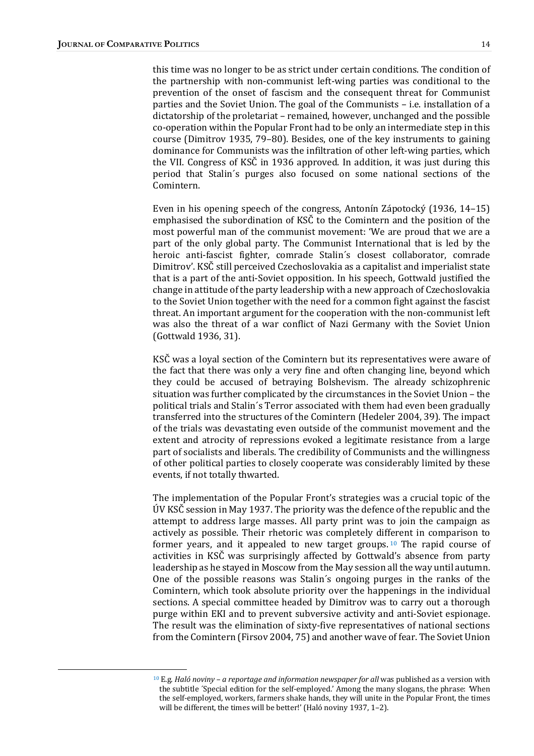this time was no longer to be as strict under certain conditions. The condition of the partnership with non-communist left-wing parties was conditional to the prevention of the onset of fascism and the consequent threat for Communist parties and the Soviet Union. The goal of the Communists – i.e. installation of a dictatorship of the proletariat – remained, however, unchanged and the possible co-operation within the Popular Front had to be only an intermediate step in this course (Dimitrov 1935, 79–80). Besides, one of the key instruments to gaining dominance for Communists was the infiltration of other left-wing parties, which the VII. Congress of KSČ in 1936 approved. In addition, it was just during this period that Stalin´s purges also focused on some national sections of the Comintern.

Even in his opening speech of the congress, Antonín Zápotocký (1936, 14–15) emphasised the subordination of KSČ to the Comintern and the position of the most powerful man of the communist movement: 'We are proud that we are a part of the only global party. The Communist International that is led by the heroic anti-fascist fighter, comrade Stalin´s closest collaborator, comrade Dimitrov'. KSČ still perceived Czechoslovakia as a capitalist and imperialist state that is a part of the anti-Soviet opposition. In his speech, Gottwald justified the change in attitude of the party leadership with a new approach of Czechoslovakia to the Soviet Union together with the need for a common fight against the fascist threat. An important argument for the cooperation with the non-communist left was also the threat of a war conflict of Nazi Germany with the Soviet Union (Gottwald 1936, 31).

KSČ was a loyal section of the Comintern but its representatives were aware of the fact that there was only a very fine and often changing line, beyond which they could be accused of betraying Bolshevism. The already schizophrenic situation was further complicated by the circumstances in the Soviet Union – the political trials and Stalin´s Terror associated with them had even been gradually transferred into the structures of the Comintern (Hedeler 2004, 39). The impact of the trials was devastating even outside of the communist movement and the extent and atrocity of repressions evoked a legitimate resistance from a large part of socialists and liberals. The credibility of Communists and the willingness of other political parties to closely cooperate was considerably limited by these events, if not totally thwarted.

The implementation of the Popular Front's strategies was a crucial topic of the ÚV KSČ session in May 1937. The priority was the defence of the republic and the attempt to address large masses. All party print was to join the campaign as actively as possible. Their rhetoric was completely different in comparison to former years, and it appealed to new target groups.[10] The rapid course of activities in KSČ was surprisingly affected by Gottwald's absence from party leadership as he stayed in Moscow from the May session all the way until autumn. One of the possible reasons was Stalin´s ongoing purges in the ranks of the Comintern, which took absolute priority over the happenings in the individual sections. A special committee headed by Dimitrov was to carry out a thorough purge within EKI and to prevent subversive activity and anti-Soviet espionage. The result was the elimination of sixty-five representatives of national sections from the Comintern (Firsov 2004, 75) and another wave of fear. The Soviet Union

[10] E.g. *Haló noviny – a reportage and information newspaper for all* was published as a version with the subtitle ´Special edition for the self-employed.' Among the many slogans, the phrase: 'When the self-employed, workers, farmers shake hands, they will unite in the Popular Front, the times will be different, the times will be better!' (Haló noviny 1937, 1–2).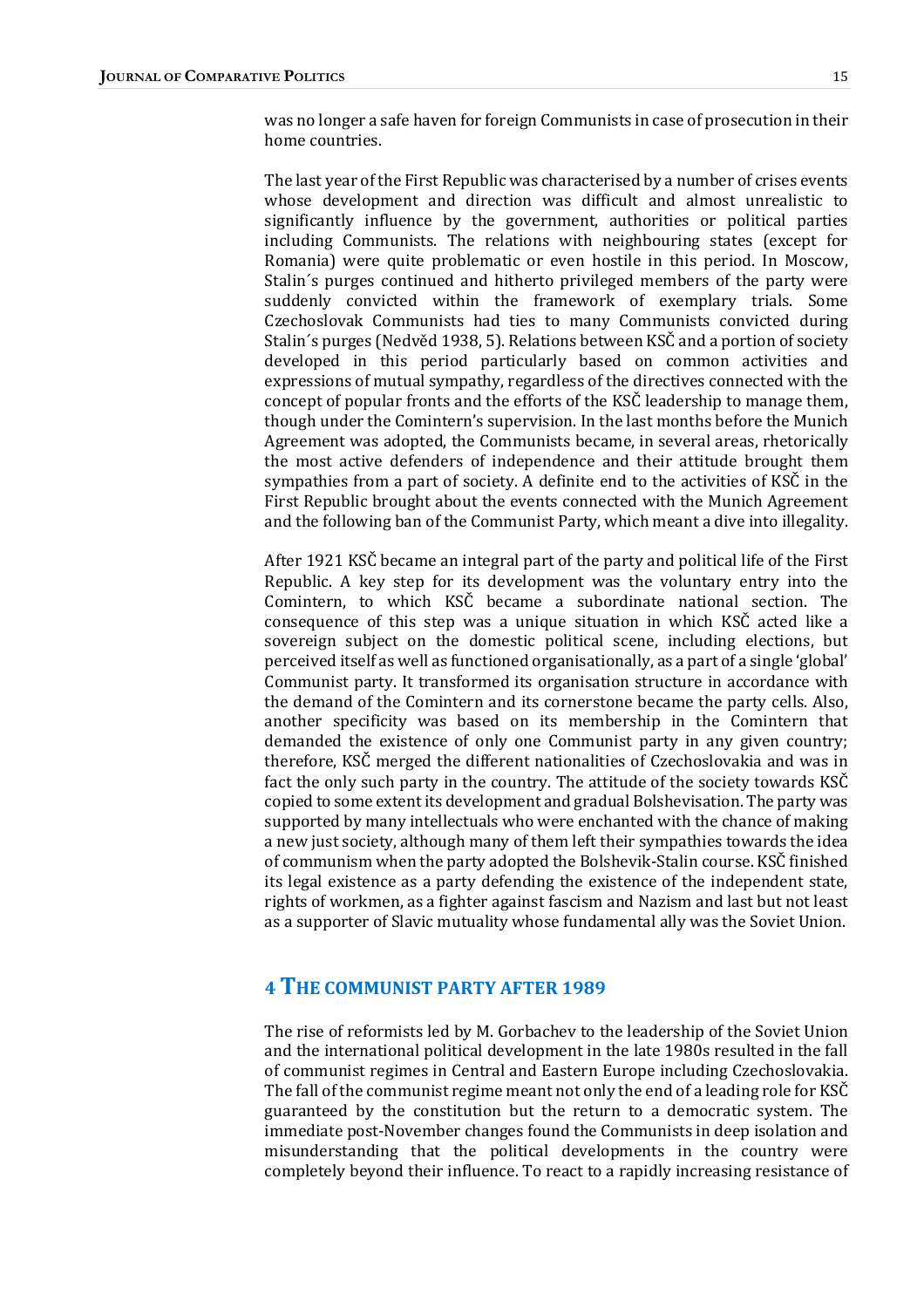was no longer a safe haven for foreign Communists in case of prosecution in their home countries.

The last year of the First Republic was characterised by a number of crises events whose development and direction was difficult and almost unrealistic to significantly influence by the government, authorities or political parties including Communists. The relations with neighbouring states (except for Romania) were quite problematic or even hostile in this period. In Moscow, Stalin´s purges continued and hitherto privileged members of the party were suddenly convicted within the framework of exemplary trials. Some Czechoslovak Communists had ties to many Communists convicted during Stalin´s purges (Nedvěd 1938, 5). Relations between KSČ and a portion of society developed in this period particularly based on common activities and expressions of mutual sympathy, regardless of the directives connected with the concept of popular fronts and the efforts of the KSČ leadership to manage them, though under the Comintern's supervision. In the last months before the Munich Agreement was adopted, the Communists became, in several areas, rhetorically the most active defenders of independence and their attitude brought them sympathies from a part of society. A definite end to the activities of KSČ in the First Republic brought about the events connected with the Munich Agreement and the following ban of the Communist Party, which meant a dive into illegality.

After 1921 KSČ became an integral part of the party and political life of the First Republic. A key step for its development was the voluntary entry into the Comintern, to which KSČ became a subordinate national section. The consequence of this step was a unique situation in which KSČ acted like a sovereign subject on the domestic political scene, including elections, but perceived itself as well as functioned organisationally, as a part of a single 'global' Communist party. It transformed its organisation structure in accordance with the demand of the Comintern and its cornerstone became the party cells. Also, another specificity was based on its membership in the Comintern that demanded the existence of only one Communist party in any given country; therefore, KSČ merged the different nationalities of Czechoslovakia and was in fact the only such party in the country. The attitude of the society towards KSČ copied to some extent its development and gradual Bolshevisation. The party was supported by many intellectuals who were enchanted with the chance of making a new just society, although many of them left their sympathies towards the idea of communism when the party adopted the Bolshevik-Stalin course. KSČ finished its legal existence as a party defending the existence of the independent state, rights of workmen, as a fighter against fascism and Nazism and last but not least as a supporter of Slavic mutuality whose fundamental ally was the Soviet Union.

## 4 THE COMMUNIST PARTY AFTER 1989

The rise of reformists led by M. Gorbachev to the leadership of the Soviet Union and the international political development in the late 1980s resulted in the fall of communist regimes in Central and Eastern Europe including Czechoslovakia. The fall of the communist regime meant not only the end of a leading role for KSČ guaranteed by the constitution but the return to a democratic system. The immediate post-November changes found the Communists in deep isolation and misunderstanding that the political developments in the country were completely beyond their influence. To react to a rapidly increasing resistance of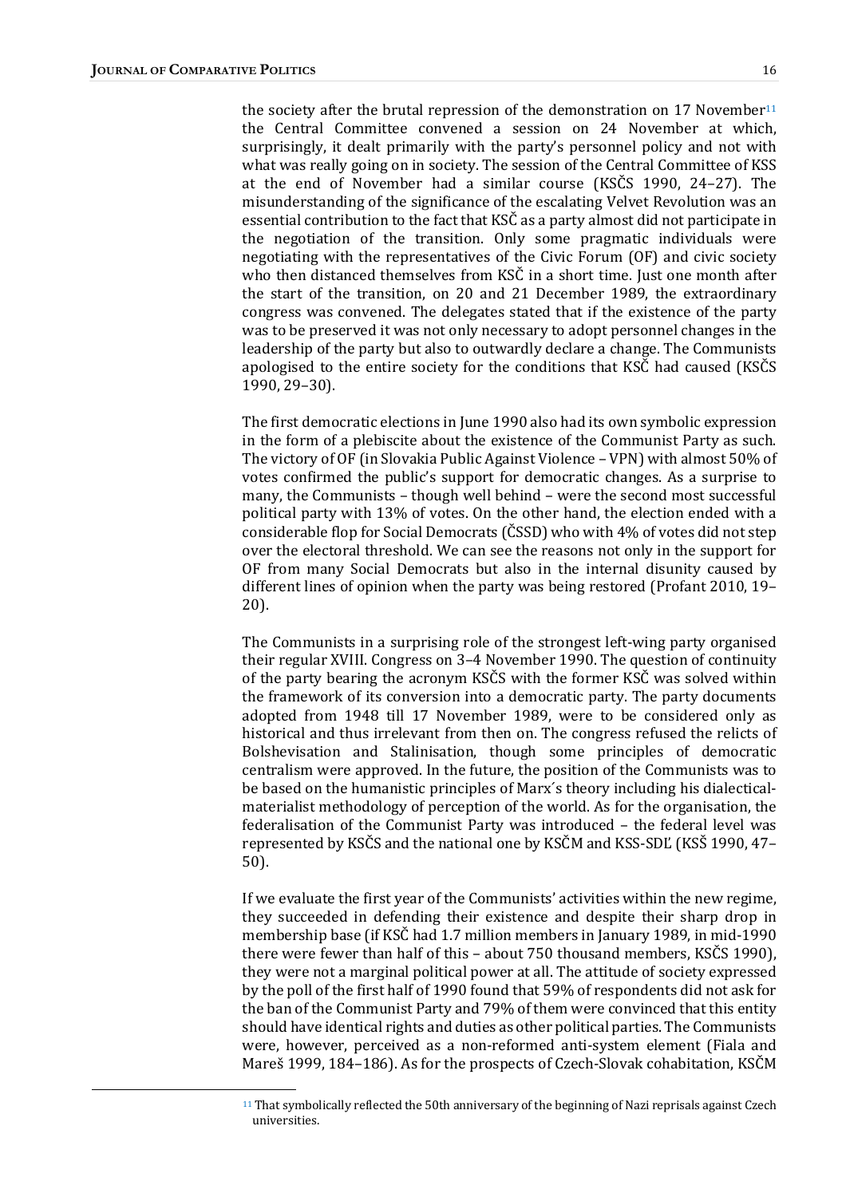the society after the brutal repression of the demonstration on 17 November[11] the Central Committee convened a session on 24 November at which, surprisingly, it dealt primarily with the party's personnel policy and not with what was really going on in society. The session of the Central Committee of KSS at the end of November had a similar course (KSČS 1990, 24–27). The misunderstanding of the significance of the escalating Velvet Revolution was an essential contribution to the fact that KSČ as a party almost did not participate in the negotiation of the transition. Only some pragmatic individuals were negotiating with the representatives of the Civic Forum (OF) and civic society who then distanced themselves from KSČ in a short time. Just one month after the start of the transition, on 20 and 21 December 1989, the extraordinary congress was convened. The delegates stated that if the existence of the party was to be preserved it was not only necessary to adopt personnel changes in the leadership of the party but also to outwardly declare a change. The Communists apologised to the entire society for the conditions that KSČ had caused (KSČS 1990, 29–30).

The first democratic elections in June 1990 also had its own symbolic expression in the form of a plebiscite about the existence of the Communist Party as such. The victory of OF (in Slovakia Public Against Violence – VPN) with almost 50% of votes confirmed the public's support for democratic changes. As a surprise to many, the Communists – though well behind – were the second most successful political party with 13% of votes. On the other hand, the election ended with a considerable flop for Social Democrats (ČSSD) who with 4% of votes did not step over the electoral threshold. We can see the reasons not only in the support for OF from many Social Democrats but also in the internal disunity caused by different lines of opinion when the party was being restored (Profant 2010, 19–20).

The Communists in a surprising role of the strongest left-wing party organised their regular XVIII. Congress on 3–4 November 1990. The question of continuity of the party bearing the acronym KSČS with the former KSČ was solved within the framework of its conversion into a democratic party. The party documents adopted from 1948 till 17 November 1989, were to be considered only as historical and thus irrelevant from then on. The congress refused the relicts of Bolshevisation and Stalinisation, though some principles of democratic centralism were approved. In the future, the position of the Communists was to be based on the humanistic principles of Marx´s theory including his dialectical-materialist methodology of perception of the world. As for the organisation, the federalisation of the Communist Party was introduced – the federal level was represented by KSČS and the national one by KSČM and KSS-SDĽ (KSŠ 1990, 47–50).

If we evaluate the first year of the Communists' activities within the new regime, they succeeded in defending their existence and despite their sharp drop in membership base (if KSČ had 1.7 million members in January 1989, in mid-1990 there were fewer than half of this – about 750 thousand members, KSČS 1990), they were not a marginal political power at all. The attitude of society expressed by the poll of the first half of 1990 found that 59% of respondents did not ask for the ban of the Communist Party and 79% of them were convinced that this entity should have identical rights and duties as other political parties. The Communists were, however, perceived as a non-reformed anti-system element (Fiala and Mareš 1999, 184–186). As for the prospects of Czech-Slovak cohabitation, KSČM

[11] That symbolically reflected the 50th anniversary of the beginning of Nazi reprisals against Czech universities.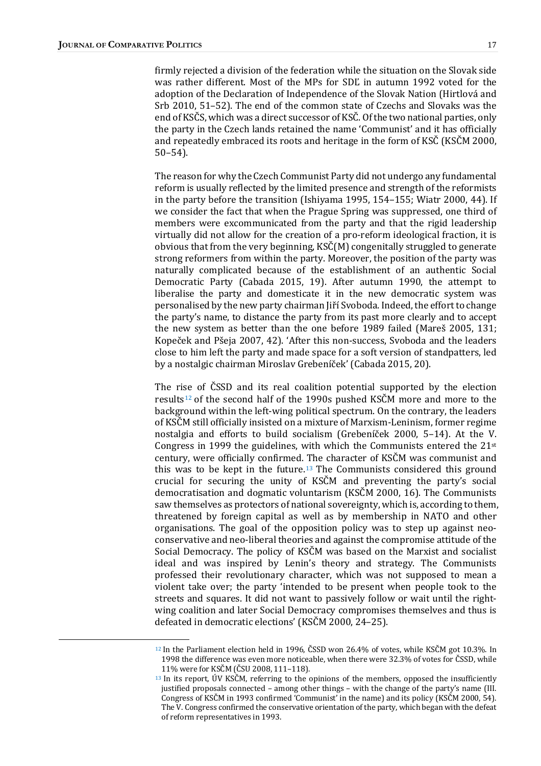firmly rejected a division of the federation while the situation on the Slovak side was rather different. Most of the MPs for SDĽ in autumn 1992 voted for the adoption of the Declaration of Independence of the Slovak Nation (Hirtlová and Srb 2010, 51–52). The end of the common state of Czechs and Slovaks was the end of KSČS, which was a direct successor of KSČ. Of the two national parties, only the party in the Czech lands retained the name 'Communist' and it has officially and repeatedly embraced its roots and heritage in the form of KSČ (KSČM 2000, 50–54).

The reason for why the Czech Communist Party did not undergo any fundamental reform is usually reflected by the limited presence and strength of the reformists in the party before the transition (Ishiyama 1995, 154–155; Wiatr 2000, 44). If we consider the fact that when the Prague Spring was suppressed, one third of members were excommunicated from the party and that the rigid leadership virtually did not allow for the creation of a pro-reform ideological fraction, it is obvious that from the very beginning, KSČ(M) congenitally struggled to generate strong reformers from within the party. Moreover, the position of the party was naturally complicated because of the establishment of an authentic Social Democratic Party (Cabada 2015, 19). After autumn 1990, the attempt to liberalise the party and domesticate it in the new democratic system was personalised by the new party chairman Jiří Svoboda. Indeed, the effort to change the party's name, to distance the party from its past more clearly and to accept the new system as better than the one before 1989 failed (Mareš 2005, 131; Kopeček and Pšeja 2007, 42). 'After this non-success, Svoboda and the leaders close to him left the party and made space for a soft version of standpatters, led by a nostalgic chairman Miroslav Grebeníček' (Cabada 2015, 20).

The rise of ČSSD and its real coalition potential supported by the election results[12] of the second half of the 1990s pushed KSČM more and more to the background within the left-wing political spectrum. On the contrary, the leaders of KSČM still officially insisted on a mixture of Marxism-Leninism, former regime nostalgia and efforts to build socialism (Grebeníček 2000, 5–14). At the V. Congress in 1999 the guidelines, with which the Communists entered the 21st century, were officially confirmed. The character of KSČM was communist and this was to be kept in the future.[13] The Communists considered this ground crucial for securing the unity of KSČM and preventing the party's social democratisation and dogmatic voluntarism (KSČM 2000, 16). The Communists saw themselves as protectors of national sovereignty, which is, according to them, threatened by foreign capital as well as by membership in NATO and other organisations. The goal of the opposition policy was to step up against neo-conservative and neo-liberal theories and against the compromise attitude of the Social Democracy. The policy of KSČM was based on the Marxist and socialist ideal and was inspired by Lenin's theory and strategy. The Communists professed their revolutionary character, which was not supposed to mean a violent take over; the party 'intended to be present when people took to the streets and squares. It did not want to passively follow or wait until the right-wing coalition and later Social Democracy compromises themselves and thus is defeated in democratic elections' (KSČM 2000, 24–25).

---

[12] In the Parliament election held in 1996, ČSSD won 26.4% of votes, while KSČM got 10.3%. In 1998 the difference was even more noticeable, when there were 32.3% of votes for ČSSD, while 11% were for KSČM (ČSU 2008, 111–118).

[13] In its report, ÚV KSČM, referring to the opinions of the members, opposed the insufficiently justified proposals connected – among other things – with the change of the party's name (III. Congress of KSČM in 1993 confirmed 'Communist' in the name) and its policy (KSČM 2000, 54). The V. Congress confirmed the conservative orientation of the party, which began with the defeat of reform representatives in 1993.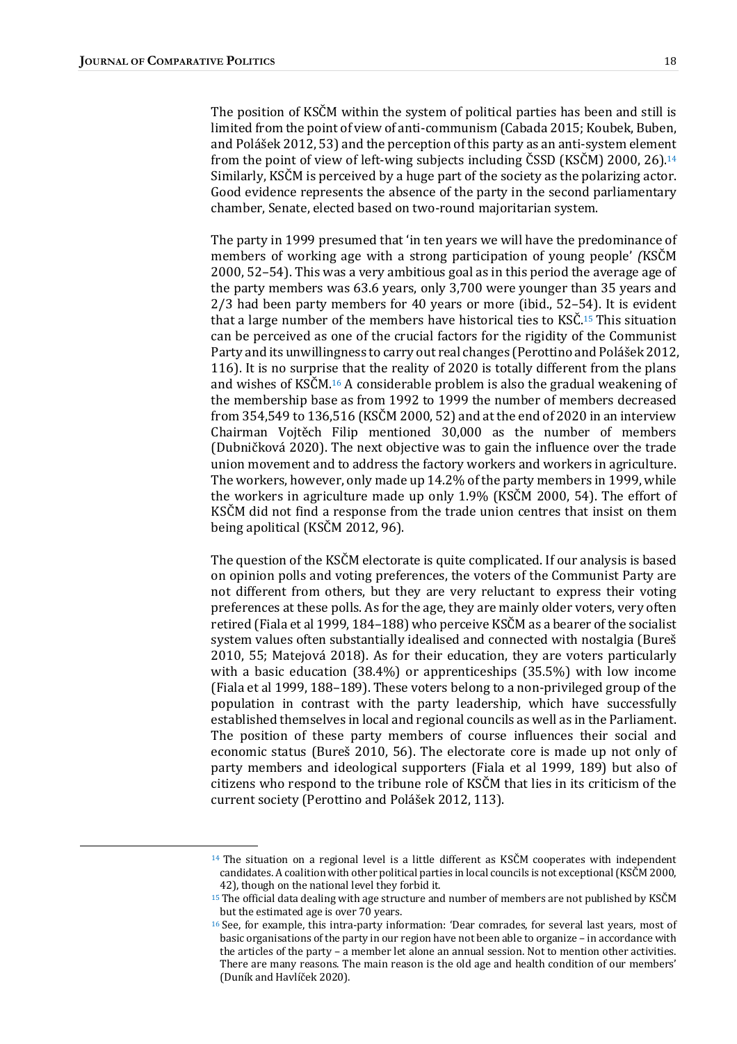The position of KSČM within the system of political parties has been and still is limited from the point of view of anti-communism (Cabada 2015; Koubek, Buben, and Polášek 2012, 53) and the perception of this party as an anti-system element from the point of view of left-wing subjects including ČSSD (KSČM) 2000, 26).[14] Similarly, KSČM is perceived by a huge part of the society as the polarizing actor. Good evidence represents the absence of the party in the second parliamentary chamber, Senate, elected based on two-round majoritarian system.

The party in 1999 presumed that 'in ten years we will have the predominance of members of working age with a strong participation of young people' *(*KSČM 2000, 52–54). This was a very ambitious goal as in this period the average age of the party members was 63.6 years, only 3,700 were younger than 35 years and 2/3 had been party members for 40 years or more (ibid., 52–54). It is evident that a large number of the members have historical ties to KSČ.[15] This situation can be perceived as one of the crucial factors for the rigidity of the Communist Party and its unwillingness to carry out real changes (Perottino and Polášek 2012, 116). It is no surprise that the reality of 2020 is totally different from the plans and wishes of KSČM.[16] A considerable problem is also the gradual weakening of the membership base as from 1992 to 1999 the number of members decreased from 354,549 to 136,516 (KSČM 2000, 52) and at the end of 2020 in an interview Chairman Vojtěch Filip mentioned 30,000 as the number of members (Dubničková 2020). The next objective was to gain the influence over the trade union movement and to address the factory workers and workers in agriculture. The workers, however, only made up 14.2% of the party members in 1999, while the workers in agriculture made up only 1.9% (KSČM 2000, 54). The effort of KSČM did not find a response from the trade union centres that insist on them being apolitical (KSČM 2012, 96).

The question of the KSČM electorate is quite complicated. If our analysis is based on opinion polls and voting preferences, the voters of the Communist Party are not different from others, but they are very reluctant to express their voting preferences at these polls. As for the age, they are mainly older voters, very often retired (Fiala et al 1999, 184–188) who perceive KSČM as a bearer of the socialist system values often substantially idealised and connected with nostalgia (Bureš 2010, 55; Matejová 2018). As for their education, they are voters particularly with a basic education (38.4%) or apprenticeships (35.5%) with low income (Fiala et al 1999, 188–189). These voters belong to a non-privileged group of the population in contrast with the party leadership, which have successfully established themselves in local and regional councils as well as in the Parliament. The position of these party members of course influences their social and economic status (Bureš 2010, 56). The electorate core is made up not only of party members and ideological supporters (Fiala et al 1999, 189) but also of citizens who respond to the tribune role of KSČM that lies in its criticism of the current society (Perottino and Polášek 2012, 113).

---

[14] The situation on a regional level is a little different as KSČM cooperates with independent candidates. A coalition with other political parties in local councils is not exceptional (KSČM 2000, 42), though on the national level they forbid it.

[15] The official data dealing with age structure and number of members are not published by KSČM but the estimated age is over 70 years.

[16] See, for example, this intra-party information: 'Dear comrades, for several last years, most of basic organisations of the party in our region have not been able to organize – in accordance with the articles of the party – a member let alone an annual session. Not to mention other activities. There are many reasons. The main reason is the old age and health condition of our members' (Duník and Havlíček 2020).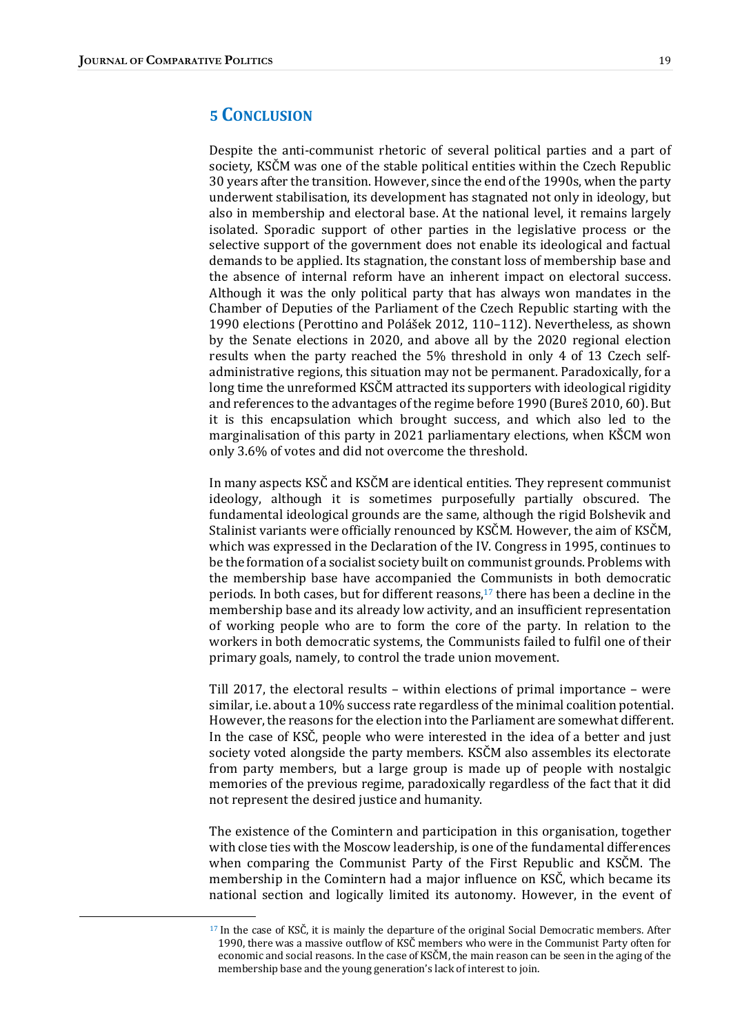## 5 CONCLUSION

Despite the anti-communist rhetoric of several political parties and a part of society, KSČM was one of the stable political entities within the Czech Republic 30 years after the transition. However, since the end of the 1990s, when the party underwent stabilisation, its development has stagnated not only in ideology, but also in membership and electoral base. At the national level, it remains largely isolated. Sporadic support of other parties in the legislative process or the selective support of the government does not enable its ideological and factual demands to be applied. Its stagnation, the constant loss of membership base and the absence of internal reform have an inherent impact on electoral success. Although it was the only political party that has always won mandates in the Chamber of Deputies of the Parliament of the Czech Republic starting with the 1990 elections (Perottino and Polášek 2012, 110–112). Nevertheless, as shown by the Senate elections in 2020, and above all by the 2020 regional election results when the party reached the 5% threshold in only 4 of 13 Czech self-administrative regions, this situation may not be permanent. Paradoxically, for a long time the unreformed KSČM attracted its supporters with ideological rigidity and references to the advantages of the regime before 1990 (Bureš 2010, 60). But it is this encapsulation which brought success, and which also led to the marginalisation of this party in 2021 parliamentary elections, when KŠCM won only 3.6% of votes and did not overcome the threshold.

In many aspects KSČ and KSČM are identical entities. They represent communist ideology, although it is sometimes purposefully partially obscured. The fundamental ideological grounds are the same, although the rigid Bolshevik and Stalinist variants were officially renounced by KSČM. However, the aim of KSČM, which was expressed in the Declaration of the IV. Congress in 1995, continues to be the formation of a socialist society built on communist grounds. Problems with the membership base have accompanied the Communists in both democratic periods. In both cases, but for different reasons,[17] there has been a decline in the membership base and its already low activity, and an insufficient representation of working people who are to form the core of the party. In relation to the workers in both democratic systems, the Communists failed to fulfil one of their primary goals, namely, to control the trade union movement.

Till 2017, the electoral results – within elections of primal importance – were similar, i.e. about a 10% success rate regardless of the minimal coalition potential. However, the reasons for the election into the Parliament are somewhat different. In the case of KSČ, people who were interested in the idea of a better and just society voted alongside the party members. KSČM also assembles its electorate from party members, but a large group is made up of people with nostalgic memories of the previous regime, paradoxically regardless of the fact that it did not represent the desired justice and humanity.

The existence of the Comintern and participation in this organisation, together with close ties with the Moscow leadership, is one of the fundamental differences when comparing the Communist Party of the First Republic and KSČM. The membership in the Comintern had a major influence on KSČ, which became its national section and logically limited its autonomy. However, in the event of

[17] In the case of KSČ, it is mainly the departure of the original Social Democratic members. After 1990, there was a massive outflow of KSČ members who were in the Communist Party often for economic and social reasons. In the case of KSČM, the main reason can be seen in the aging of the membership base and the young generation's lack of interest to join.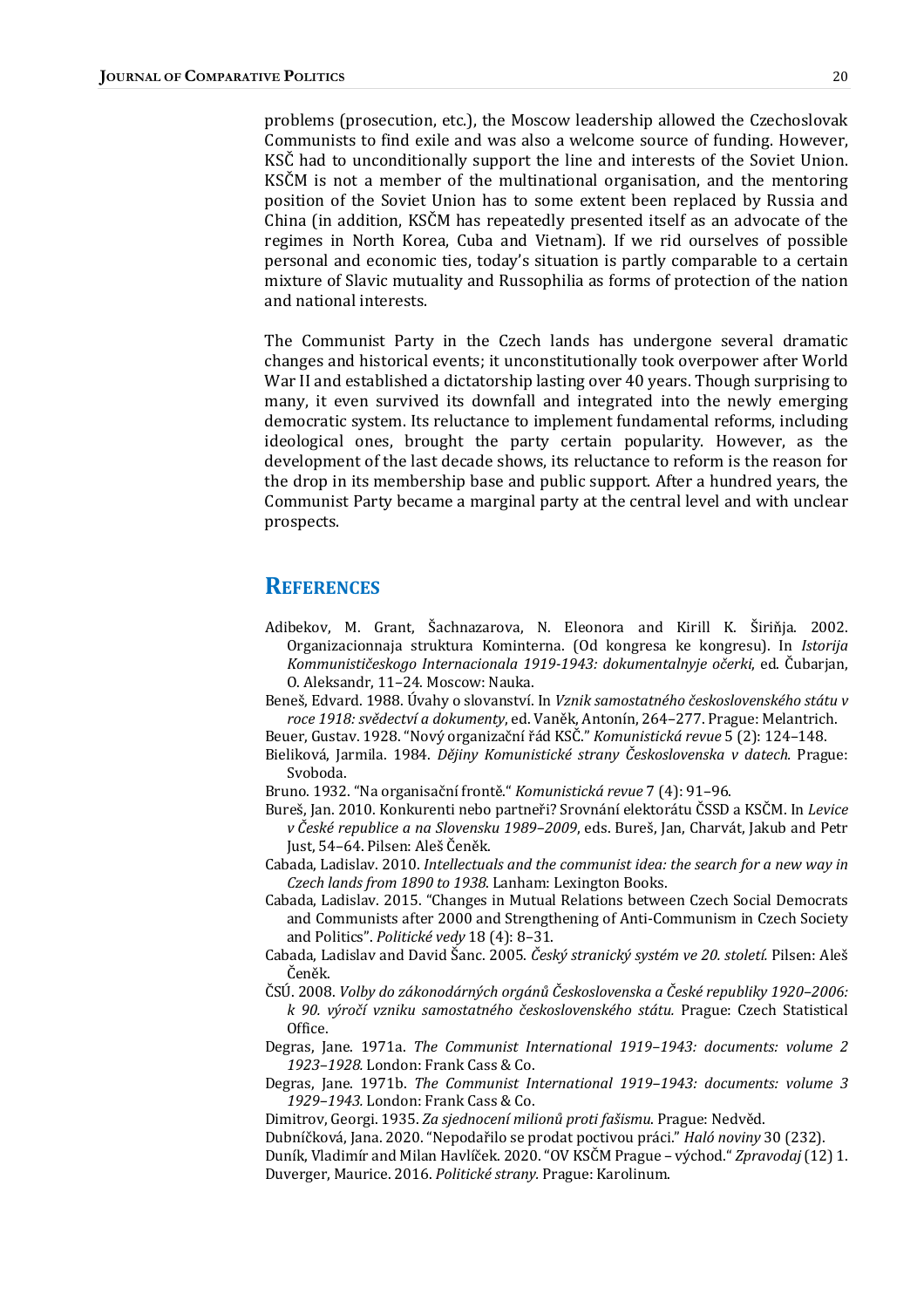problems (prosecution, etc.), the Moscow leadership allowed the Czechoslovak Communists to find exile and was also a welcome source of funding. However, KSČ had to unconditionally support the line and interests of the Soviet Union. KSČM is not a member of the multinational organisation, and the mentoring position of the Soviet Union has to some extent been replaced by Russia and China (in addition, KSČM has repeatedly presented itself as an advocate of the regimes in North Korea, Cuba and Vietnam). If we rid ourselves of possible personal and economic ties, today's situation is partly comparable to a certain mixture of Slavic mutuality and Russophilia as forms of protection of the nation and national interests.

The Communist Party in the Czech lands has undergone several dramatic changes and historical events; it unconstitutionally took overpower after World War II and established a dictatorship lasting over 40 years. Though surprising to many, it even survived its downfall and integrated into the newly emerging democratic system. Its reluctance to implement fundamental reforms, including ideological ones, brought the party certain popularity. However, as the development of the last decade shows, its reluctance to reform is the reason for the drop in its membership base and public support. After a hundred years, the Communist Party became a marginal party at the central level and with unclear prospects.

## References

Adibekov, M. Grant, Šachnazarova, N. Eleonora and Kirill K. Širiňja. 2002. Organizacionnaja struktura Kominterna. (Od kongresa ke kongresu). In *Istorija Kommunističeskogo Internacionala 1919-1943: dokumentalnyje očerki*, ed. Čubarjan, O. Aleksandr, 11–24. Moscow: Nauka.

Beneš, Edvard. 1988. Úvahy o slovanství. In *Vznik samostatného československého státu v roce 1918: svědectví a dokumenty*, ed. Vaněk, Antonín, 264–277. Prague: Melantrich.

Beuer, Gustav. 1928. "Nový organizační řád KSČ." *Komunistická revue* 5 (2): 124–148.

Bieliková, Jarmila. 1984. *Dějiny Komunistické strany Československa v datech*. Prague: Svoboda.

Bruno. 1932. "Na organisační frontě." *Komunistická revue* 7 (4): 91–96.

Bureš, Jan. 2010. Konkurenti nebo partneři? Srovnání elektorátu ČSSD a KSČM. In *Levice v České republice a na Slovensku 1989–2009*, eds. Bureš, Jan, Charvát, Jakub and Petr Just, 54–64. Pilsen: Aleš Čeněk.

Cabada, Ladislav. 2010. *Intellectuals and the communist idea: the search for a new way in Czech lands from 1890 to 1938*. Lanham: Lexington Books.

Cabada, Ladislav. 2015. "Changes in Mutual Relations between Czech Social Democrats and Communists after 2000 and Strengthening of Anti-Communism in Czech Society and Politics". *Politické vedy* 18 (4): 8–31.

Cabada, Ladislav and David Šanc. 2005. *Český stranický systém ve 20. století.* Pilsen: Aleš Čeněk.

ČSÚ. 2008. *Volby do zákonodárných orgánů Československa a České republiky 1920–2006: k 90. výročí vzniku samostatného československého státu.* Prague: Czech Statistical Office.

Degras, Jane. 1971a. *The Communist International 1919–1943: documents: volume 2 1923–1928.* London: Frank Cass & Co.

Degras, Jane. 1971b. *The Communist International 1919–1943: documents: volume 3 1929–1943.* London: Frank Cass & Co.

Dimitrov, Georgi. 1935. *Za sjednocení milionů proti fašismu.* Prague: Nedvěd.

Dubníčková, Jana. 2020. "Nepodařilo se prodat poctivou práci." *Haló noviny* 30 (232).

Duník, Vladimír and Milan Havlíček. 2020. "OV KSČM Prague – východ." *Zpravodaj* (12) 1.

Duverger, Maurice. 2016. *Politické strany.* Prague: Karolinum.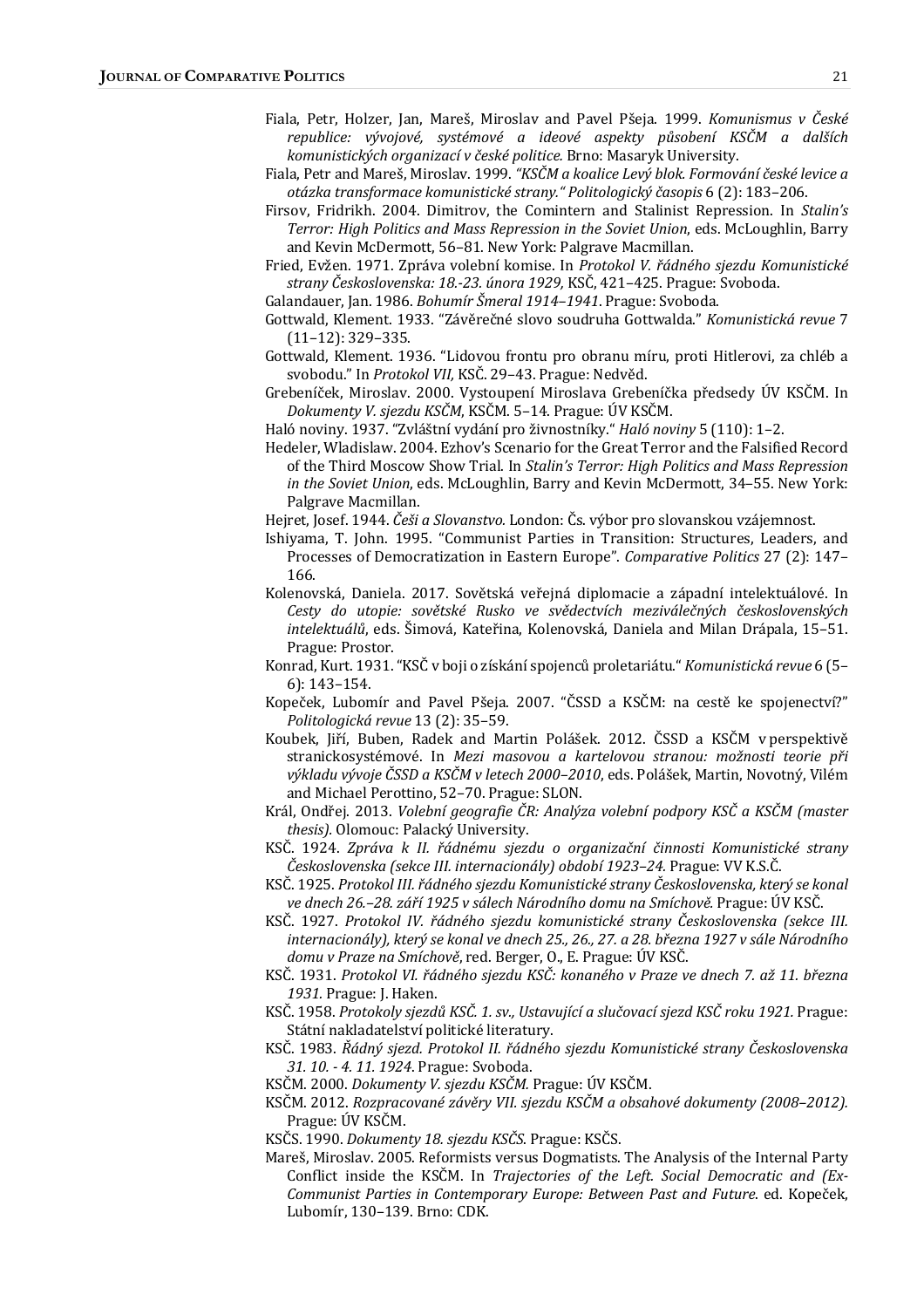Fiala, Petr, Holzer, Jan, Mareš, Miroslav and Pavel Pšeja. 1999. *Komunismus v České republice: vývojové, systémové a ideové aspekty působení KSČM a dalších komunistických organizací v české politice.* Brno: Masaryk University.

Fiala, Petr and Mareš, Miroslav. 1999. *"KSČM a koalice Levý blok. Formování české levice a otázka transformace komunistické strany." Politologický časopis* 6 (2): 183–206.

Firsov, Fridrikh. 2004. Dimitrov, the Comintern and Stalinist Repression. In *Stalin's Terror: High Politics and Mass Repression in the Soviet Union*, eds. McLoughlin, Barry and Kevin McDermott, 56–81. New York: Palgrave Macmillan.

Fried, Evžen. 1971. Zpráva volební komise. In *Protokol V. řádného sjezdu Komunistické strany Československa: 18.-23. února 1929,* KSČ, 421–425. Prague: Svoboda.

Galandauer, Jan. 1986. *Bohumír Šmeral 1914–1941*. Prague: Svoboda.

Gottwald, Klement. 1933. "Závěrečné slovo soudruha Gottwalda." *Komunistická revue* 7 (11–12): 329–335.

Gottwald, Klement. 1936. "Lidovou frontu pro obranu míru, proti Hitlerovi, za chléb a svobodu." In *Protokol VII,* KSČ. 29–43. Prague: Nedvěd.

Grebeníček, Miroslav. 2000. Vystoupení Miroslava Grebeníčka předsedy ÚV KSČM. In *Dokumenty V. sjezdu KSČM*, KSČM. 5–14. Prague: ÚV KSČM.

Haló noviny. 1937. "Zvláštní vydání pro živnostníky." *Haló noviny* 5 (110): 1–2.

Hedeler, Wladislaw. 2004. Ezhov's Scenario for the Great Terror and the Falsified Record of the Third Moscow Show Trial. In *Stalin's Terror: High Politics and Mass Repression in the Soviet Union*, eds. McLoughlin, Barry and Kevin McDermott, 34–55. New York: Palgrave Macmillan.

Hejret, Josef. 1944. *Češi a Slovanstvo.* London: Čs. výbor pro slovanskou vzájemnost.

Ishiyama, T. John. 1995. "Communist Parties in Transition: Structures, Leaders, and Processes of Democratization in Eastern Europe". *Comparative Politics* 27 (2): 147–166.

Kolenovská, Daniela. 2017. Sovětská veřejná diplomacie a západní intelektuálové. In *Cesty do utopie: sovětské Rusko ve svědectvích meziválečných československých intelektuálů*, eds. Šimová, Kateřina, Kolenovská, Daniela and Milan Drápala, 15–51. Prague: Prostor.

Konrad, Kurt. 1931. "KSČ v boji o získání spojenců proletariátu." *Komunistická revue* 6 (5–6): 143–154.

Kopeček, Lubomír and Pavel Pšeja. 2007. "ČSSD a KSČM: na cestě ke spojenectví?" *Politologická revue* 13 (2): 35–59.

Koubek, Jiří, Buben, Radek and Martin Polášek. 2012. ČSSD a KSČM v perspektivě stranickosystémové. In *Mezi masovou a kartelovou stranou: možnosti teorie při výkladu vývoje ČSSD a KSČM v letech 2000–2010*, eds. Polášek, Martin, Novotný, Vilém and Michael Perottino, 52–70. Prague: SLON.

Král, Ondřej. 2013. *Volební geografie ČR: Analýza volební podpory KSČ a KSČM (master thesis).* Olomouc: Palacký University.

KSČ. 1924. *Zpráva k II. řádnému sjezdu o organizační činnosti Komunistické strany Československa (sekce III. internacionály) období 1923–24.* Prague: VV K.S.Č.

KSČ. 1925. *Protokol III. řádného sjezdu Komunistické strany Československa, který se konal ve dnech 26.–28. září 1925 v sálech Národního domu na Smíchově.* Prague: ÚV KSČ.

KSČ. 1927. *Protokol IV. řádného sjezdu komunistické strany Československa (sekce III. internacionály), který se konal ve dnech 25., 26., 27. a 28. března 1927 v sále Národního domu v Praze na Smíchově*, red. Berger, O., E. Prague: ÚV KSČ.

KSČ. 1931. *Protokol VI. řádného sjezdu KSČ: konaného v Praze ve dnech 7. až 11. března 1931.* Prague: J. Haken.

KSČ. 1958. *Protokoly sjezdů KSČ. 1. sv., Ustavující a slučovací sjezd KSČ roku 1921.* Prague: Státní nakladatelství politické literatury.

KSČ. 1983. *Řádný sjezd. Protokol II. řádného sjezdu Komunistické strany Československa 31. 10. - 4. 11. 1924*. Prague: Svoboda.

KSČM. 2000. *Dokumenty V. sjezdu KSČM.* Prague: ÚV KSČM.

KSČM. 2012. *Rozpracované závěry VII. sjezdu KSČM a obsahové dokumenty (2008–2012).* Prague: ÚV KSČM.

KSČS. 1990. *Dokumenty 18. sjezdu KSČS.* Prague: KSČS.

Mareš, Miroslav. 2005. Reformists versus Dogmatists. The Analysis of the Internal Party Conflict inside the KSČM. In *Trajectories of the Left. Social Democratic and (Ex-Communist Parties in Contemporary Europe: Between Past and Future.* ed. Kopeček, Lubomír, 130–139. Brno: CDK.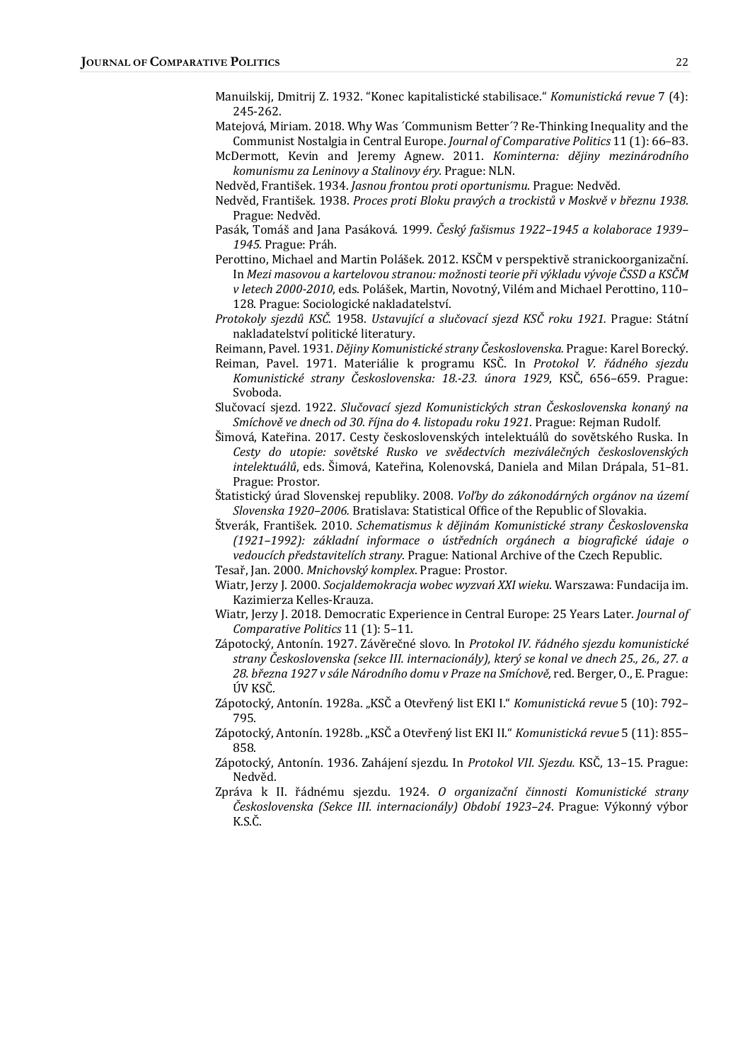Manuilskij, Dmitrij Z. 1932. "Konec kapitalistické stabilisace." *Komunistická revue* 7 (4): 245-262.

Matejová, Miriam. 2018. Why Was ´Communism Better´? Re-Thinking Inequality and the Communist Nostalgia in Central Europe. *Journal of Comparative Politics* 11 (1): 66–83.

McDermott, Kevin and Jeremy Agnew. 2011. *Kominterna: dějiny mezinárodního komunismu za Leninovy a Stalinovy éry.* Prague: NLN.

Nedvěd, František. 1934. *Jasnou frontou proti oportunismu.* Prague: Nedvěd.

Nedvěd, František. 1938. *Proces proti Bloku pravých a trockistů v Moskvě v březnu 1938.* Prague: Nedvěd.

Pasák, Tomáš and Jana Pasáková. 1999. *Český fašismus 1922–1945 a kolaborace 1939–1945.* Prague: Práh.

Perottino, Michael and Martin Polášek. 2012. KSČM v perspektivě stranickoorganizační. In *Mezi masovou a kartelovou stranou: možnosti teorie při výkladu vývoje ČSSD a KSČM v letech 2000-2010*, eds. Polášek, Martin, Novotný, Vilém and Michael Perottino, 110–128. Prague: Sociologické nakladatelství.

*Protokoly sjezdů KSČ.* 1958. *Ustavující a slučovací sjezd KSČ roku 1921.* Prague: Státní nakladatelství politické literatury.

Reimann, Pavel. 1931. *Dějiny Komunistické strany Československa.* Prague: Karel Borecký.

Reiman, Pavel. 1971. Materiálie k programu KSČ. In *Protokol V. řádného sjezdu Komunistické strany Československa: 18.-23. února 1929*, KSČ, 656–659. Prague: Svoboda.

Slučovací sjezd. 1922. *Slučovací sjezd Komunistických stran Československa konaný na Smíchově ve dnech od 30. října do 4. listopadu roku 1921.* Prague: Rejman Rudolf.

Šimová, Kateřina. 2017. Cesty československých intelektuálů do sovětského Ruska. In *Cesty do utopie: sovětské Rusko ve svědectvích meziválečných československých intelektuálů*, eds. Šimová, Kateřina, Kolenovská, Daniela and Milan Drápala, 51–81. Prague: Prostor.

Štatistický úrad Slovenskej republiky. 2008. *Voľby do zákonodárných orgánov na území Slovenska 1920–2006.* Bratislava: Statistical Office of the Republic of Slovakia.

Štverák, František. 2010. *Schematismus k dějinám Komunistické strany Československa (1921–1992): základní informace o ústředních orgánech a biografické údaje o vedoucích představitelích strany.* Prague: National Archive of the Czech Republic.

Tesař, Jan. 2000. *Mnichovský komplex*. Prague: Prostor.

Wiatr, Jerzy J. 2000. *Socjaldemokracja wobec wyzvań XXI wieku.* Warszawa: Fundacija im. Kazimierza Kelles-Krauza.

Wiatr, Jerzy J. 2018. Democratic Experience in Central Europe: 25 Years Later. *Journal of Comparative Politics* 11 (1): 5–11.

Zápotocký, Antonín. 1927. Závěrečné slovo. In *Protokol IV. řádného sjezdu komunistické strany Československa (sekce III. internacionály), který se konal ve dnech 25., 26., 27. a 28. března 1927 v sále Národního domu v Praze na Smíchově,* red. Berger, O., E. Prague: ÚV KSČ.

Zápotocký, Antonín. 1928a. „KSČ a Otevřený list EKI I." *Komunistická revue* 5 (10): 792–795.

Zápotocký, Antonín. 1928b. „KSČ a Otevřený list EKI II." *Komunistická revue* 5 (11): 855–858.

Zápotocký, Antonín. 1936. Zahájení sjezdu. In *Protokol VII. Sjezdu.* KSČ, 13–15. Prague: Nedvěd.

Zpráva k II. řádnému sjezdu. 1924. *O organizační činnosti Komunistické strany Československa (Sekce III. internacionály) Období 1923–24*. Prague: Výkonný výbor K.S.Č.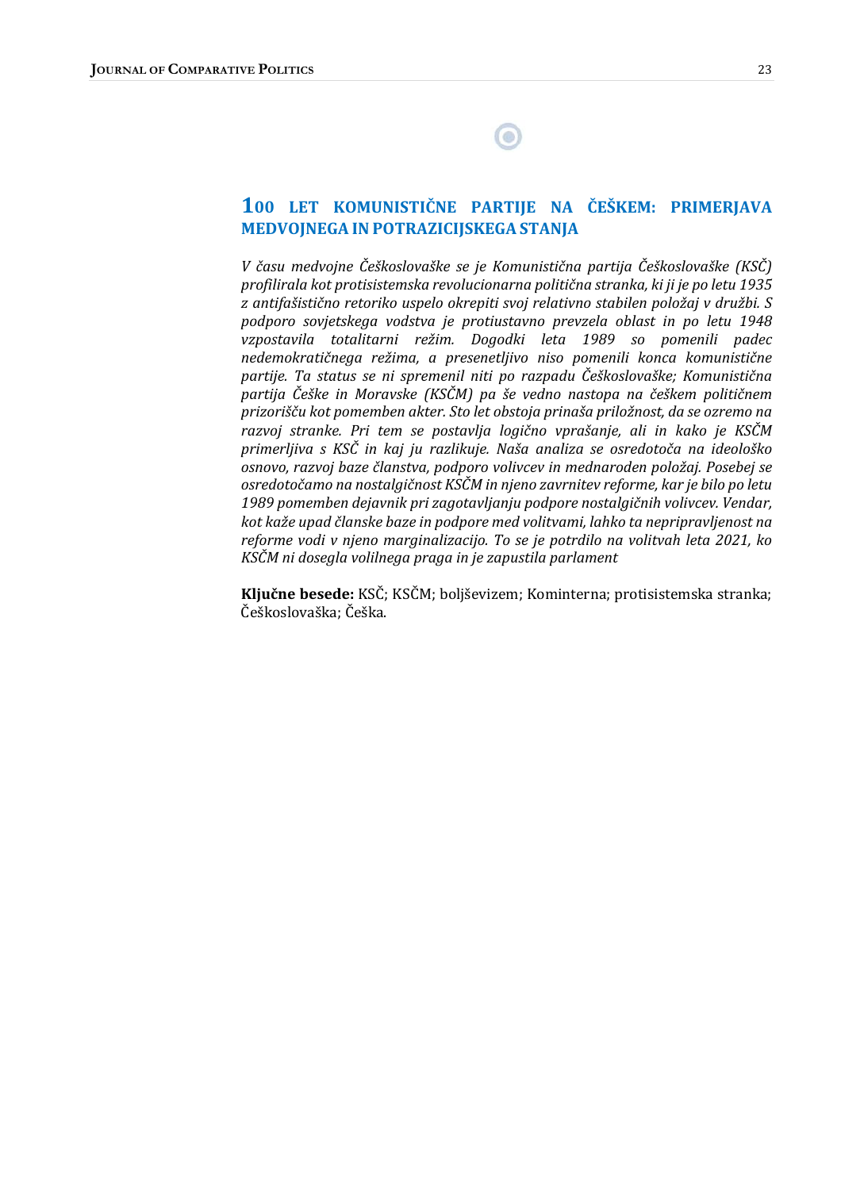## 100 LET KOMUNISTIČNE PARTIJE NA ČEŠKEM: PRIMERJAVA MEDVOJNEGA IN POTRAZICIJSKEGA STANJA

*V času medvojne Češkoslovaške se je Komunistična partija Češkoslovaške (KSČ) profilirala kot protisistemska revolucionarna politična stranka, ki ji je po letu 1935 z antifašistično retoriko uspelo okrepiti svoj relativno stabilen položaj v družbi. S podporo sovjetskega vodstva je protiustavno prevzela oblast in po letu 1948 vzpostavila totalitarni režim. Dogodki leta 1989 so pomenili padec nedemokratičnega režima, a presenetljivo niso pomenili konca komunistične partije. Ta status se ni spremenil niti po razpadu Češkoslovaške; Komunistična partija Češke in Moravske (KSČM) pa še vedno nastopa na češkem političnem prizorišču kot pomemben akter. Sto let obstoja prinaša priložnost, da se ozremo na razvoj stranke. Pri tem se postavlja logično vprašanje, ali in kako je KSČM primerljiva s KSČ in kaj ju razlikuje. Naša analiza se osredotoča na ideološko osnovo, razvoj baze članstva, podporo volivcev in mednaroden položaj. Posebej se osredotočamo na nostalgičnost KSČM in njeno zavrnitev reforme, kar je bilo po letu 1989 pomemben dejavnik pri zagotavljanju podpore nostalgičnih volivcev. Vendar, kot kaže upad članske baze in podpore med volitvami, lahko ta nepripravljenost na reforme vodi v njeno marginalizacijo. To se je potrdilo na volitvah leta 2021, ko KSČM ni dosegla volilnega praga in je zapustila parlament*

**Ključne besede:** KSČ; KSČM; boljševizem; Kominterna; protisistemska stranka; Češkoslovaška; Češka.